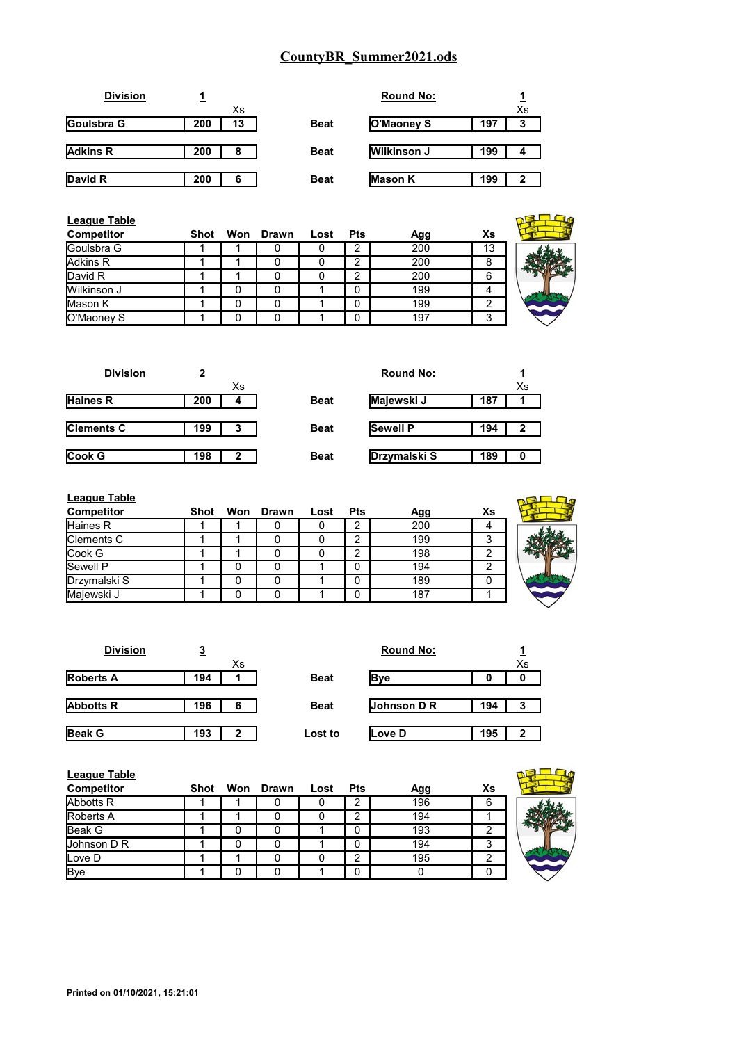# CountyBR_Summer2021.ods

**Division** 1 | **Round No:** 1

| Player | Score | Xs | Result | Opponent | Score | Xs |
|---|---|---|---|---|---|---|
| Goulsbra G | 200 | 13 | Beat | O'Maoney S | 197 | 3 |
| Adkins R | 200 | 8 | Beat | Wilkinson J | 199 | 4 |
| David R | 200 | 6 | Beat | Mason K | 199 | 2 |

**League Table**

| Competitor | Shot | Won | Drawn | Lost | Pts | Agg | Xs |
|---|---|---|---|---|---|---|---|
| Goulsbra G | 1 | 1 | 0 | 0 | 2 | 200 | 13 |
| Adkins R | 1 | 1 | 0 | 0 | 2 | 200 | 8 |
| David R | 1 | 1 | 0 | 0 | 2 | 200 | 6 |
| Wilkinson J | 1 | 0 | 0 | 1 | 0 | 199 | 4 |
| Mason K | 1 | 0 | 0 | 1 | 0 | 199 | 2 |
| O'Maoney S | 1 | 0 | 0 | 1 | 0 | 197 | 3 |

**Division** 2 | **Round No:** 1

| Player | Score | Xs | Result | Opponent | Score | Xs |
|---|---|---|---|---|---|---|
| Haines R | 200 | 4 | Beat | Majewski J | 187 | 1 |
| Clements C | 199 | 3 | Beat | Sewell P | 194 | 2 |
| Cook G | 198 | 2 | Beat | Drzymalski S | 189 | 0 |

**League Table**

| Competitor | Shot | Won | Drawn | Lost | Pts | Agg | Xs |
|---|---|---|---|---|---|---|---|
| Haines R | 1 | 1 | 0 | 0 | 2 | 200 | 4 |
| Clements C | 1 | 1 | 0 | 0 | 2 | 199 | 3 |
| Cook G | 1 | 1 | 0 | 0 | 2 | 198 | 2 |
| Sewell P | 1 | 0 | 0 | 1 | 0 | 194 | 2 |
| Drzymalski S | 1 | 0 | 0 | 1 | 0 | 189 | 0 |
| Majewski J | 1 | 0 | 0 | 1 | 0 | 187 | 1 |

**Division** 3 | **Round No:** 1

| Player | Score | Xs | Result | Opponent | Score | Xs |
|---|---|---|---|---|---|---|
| Roberts A | 194 | 1 | Beat | Bye | 0 | 0 |
| Abbotts R | 196 | 6 | Beat | Johnson D R | 194 | 3 |
| Beak G | 193 | 2 | Lost to | Love D | 195 | 2 |

**League Table**

| Competitor | Shot | Won | Drawn | Lost | Pts | Agg | Xs |
|---|---|---|---|---|---|---|---|
| Abbotts R | 1 | 1 | 0 | 0 | 2 | 196 | 6 |
| Roberts A | 1 | 1 | 0 | 0 | 2 | 194 | 1 |
| Beak G | 1 | 0 | 0 | 1 | 0 | 193 | 2 |
| Johnson D R | 1 | 0 | 0 | 1 | 0 | 194 | 3 |
| Love D | 1 | 1 | 0 | 0 | 2 | 195 | 2 |
| Bye | 1 | 0 | 0 | 1 | 0 | 0 | 0 |

**Printed on 01/10/2021, 15:21:01**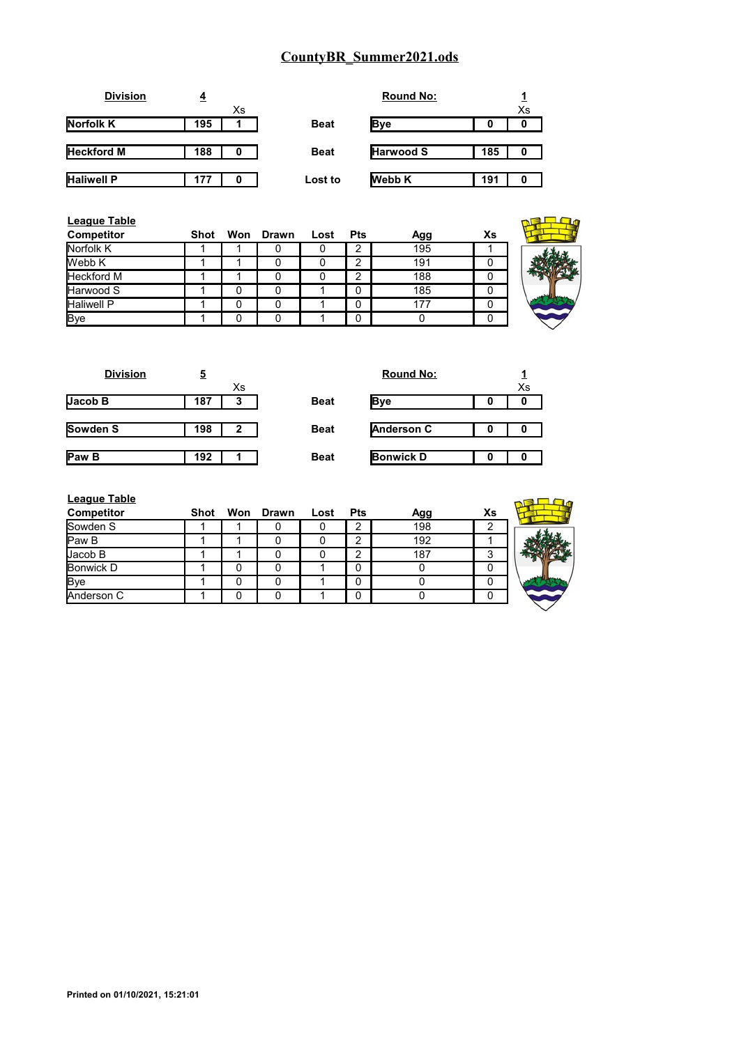# CountyBR_Summer2021.ods

**Division** 4 | **Round No:** 1

| Competitor | Score | Xs | Result | Competitor | Score | Xs |
|---|---|---|---|---|---|---|
| **Norfolk K** | **195** | **1** | **Beat** | **Bye** | **0** | **0** |
| **Heckford M** | **188** | **0** | **Beat** | **Harwood S** | **185** | **0** |
| **Haliwell P** | **177** | **0** | **Lost to** | **Webb K** | **191** | **0** |

**League Table**

| Competitor | Shot | Won | Drawn | Lost | Pts | Agg | Xs |
|---|---|---|---|---|---|---|---|
| Norfolk K | 1 | 1 | 0 | 0 | 2 | 195 | 1 |
| Webb K | 1 | 1 | 0 | 0 | 2 | 191 | 0 |
| Heckford M | 1 | 1 | 0 | 0 | 2 | 188 | 0 |
| Harwood S | 1 | 0 | 0 | 1 | 0 | 185 | 0 |
| Haliwell P | 1 | 0 | 0 | 1 | 0 | 177 | 0 |
| Bye | 1 | 0 | 0 | 1 | 0 | 0 | 0 |

**Division** 5 | **Round No:** 1

| Competitor | Score | Xs | Result | Competitor | Score | Xs |
|---|---|---|---|---|---|---|
| **Jacob B** | **187** | **3** | **Beat** | **Bye** | **0** | **0** |
| **Sowden S** | **198** | **2** | **Beat** | **Anderson C** | **0** | **0** |
| **Paw B** | **192** | **1** | **Beat** | **Bonwick D** | **0** | **0** |

**League Table**

| Competitor | Shot | Won | Drawn | Lost | Pts | Agg | Xs |
|---|---|---|---|---|---|---|---|
| Sowden S | 1 | 1 | 0 | 0 | 2 | 198 | 2 |
| Paw B | 1 | 1 | 0 | 0 | 2 | 192 | 1 |
| Jacob B | 1 | 1 | 0 | 0 | 2 | 187 | 3 |
| Bonwick D | 1 | 0 | 0 | 1 | 0 | 0 | 0 |
| Bye | 1 | 0 | 0 | 1 | 0 | 0 | 0 |
| Anderson C | 1 | 0 | 0 | 1 | 0 | 0 | 0 |

**Printed on 01/10/2021, 15:21:01**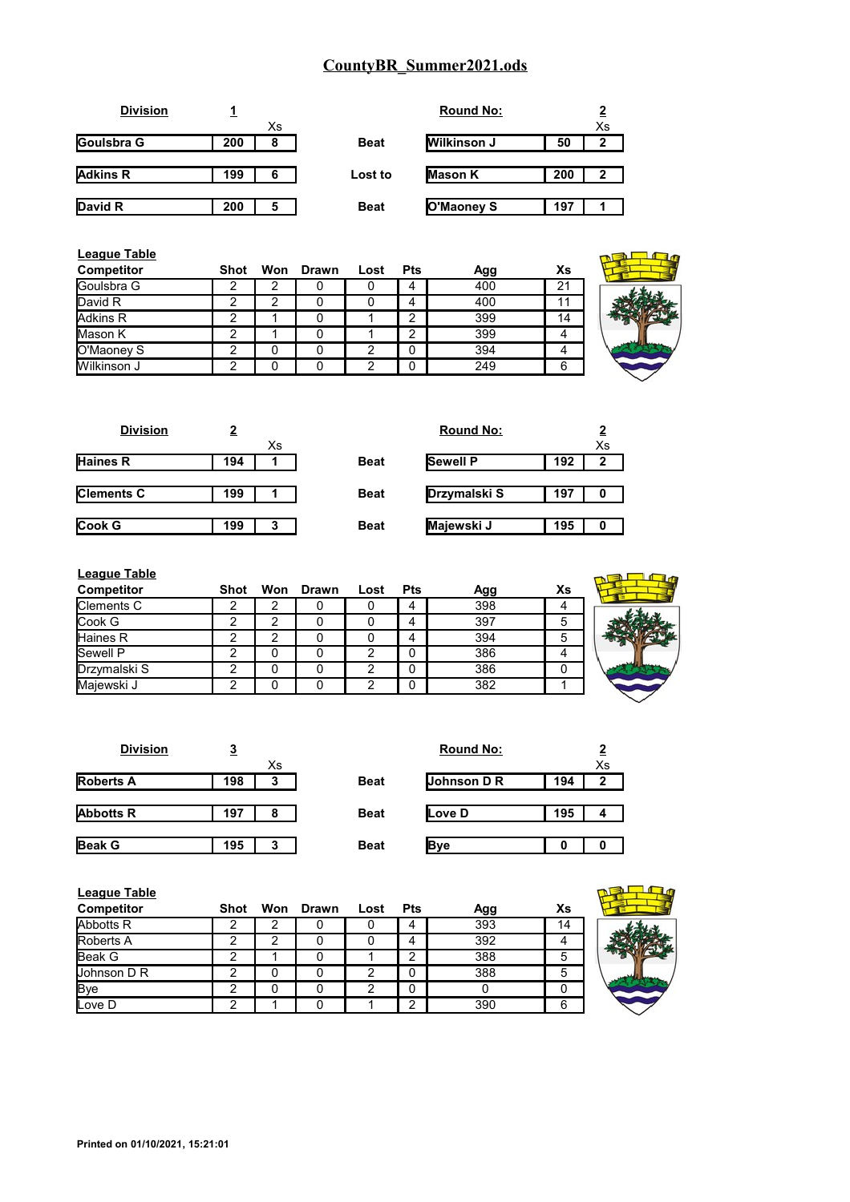# CountyBR_Summer2021.ods

**Division** 1 — **Round No:** 2

| Competitor | Score | Xs | Result | Competitor | Score | Xs |
|---|---|---|---|---|---|---|
| Goulsbra G | 200 | 8 | Beat | Wilkinson J | 50 | 2 |
| Adkins R | 199 | 6 | Lost to | Mason K | 200 | 2 |
| David R | 200 | 5 | Beat | O'Maoney S | 197 | 1 |

**League Table**

| Competitor | Shot | Won | Drawn | Lost | Pts | Agg | Xs |
|---|---|---|---|---|---|---|---|
| Goulsbra G | 2 | 2 | 0 | 0 | 4 | 400 | 21 |
| David R | 2 | 2 | 0 | 0 | 4 | 400 | 11 |
| Adkins R | 2 | 1 | 0 | 1 | 2 | 399 | 14 |
| Mason K | 2 | 1 | 0 | 1 | 2 | 399 | 4 |
| O'Maoney S | 2 | 0 | 0 | 2 | 0 | 394 | 4 |
| Wilkinson J | 2 | 0 | 0 | 2 | 0 | 249 | 6 |

**Division** 2 — **Round No:** 2

| Competitor | Score | Xs | Result | Competitor | Score | Xs |
|---|---|---|---|---|---|---|
| Haines R | 194 | 1 | Beat | Sewell P | 192 | 2 |
| Clements C | 199 | 1 | Beat | Drzymalski S | 197 | 0 |
| Cook G | 199 | 3 | Beat | Majewski J | 195 | 0 |

**League Table**

| Competitor | Shot | Won | Drawn | Lost | Pts | Agg | Xs |
|---|---|---|---|---|---|---|---|
| Clements C | 2 | 2 | 0 | 0 | 4 | 398 | 4 |
| Cook G | 2 | 2 | 0 | 0 | 4 | 397 | 5 |
| Haines R | 2 | 2 | 0 | 0 | 4 | 394 | 5 |
| Sewell P | 2 | 0 | 0 | 2 | 0 | 386 | 4 |
| Drzymalski S | 2 | 0 | 0 | 2 | 0 | 386 | 0 |
| Majewski J | 2 | 0 | 0 | 2 | 0 | 382 | 1 |

**Division** 3 — **Round No:** 2

| Competitor | Score | Xs | Result | Competitor | Score | Xs |
|---|---|---|---|---|---|---|
| Roberts A | 198 | 3 | Beat | Johnson D R | 194 | 2 |
| Abbotts R | 197 | 8 | Beat | Love D | 195 | 4 |
| Beak G | 195 | 3 | Beat | Bye | 0 | 0 |

**League Table**

| Competitor | Shot | Won | Drawn | Lost | Pts | Agg | Xs |
|---|---|---|---|---|---|---|---|
| Abbotts R | 2 | 2 | 0 | 0 | 4 | 393 | 14 |
| Roberts A | 2 | 2 | 0 | 0 | 4 | 392 | 4 |
| Beak G | 2 | 1 | 0 | 1 | 2 | 388 | 5 |
| Johnson D R | 2 | 0 | 0 | 2 | 0 | 388 | 5 |
| Bye | 2 | 0 | 0 | 2 | 0 | 0 | 0 |
| Love D | 2 | 1 | 0 | 1 | 2 | 390 | 6 |

**Printed on 01/10/2021, 15:21:01**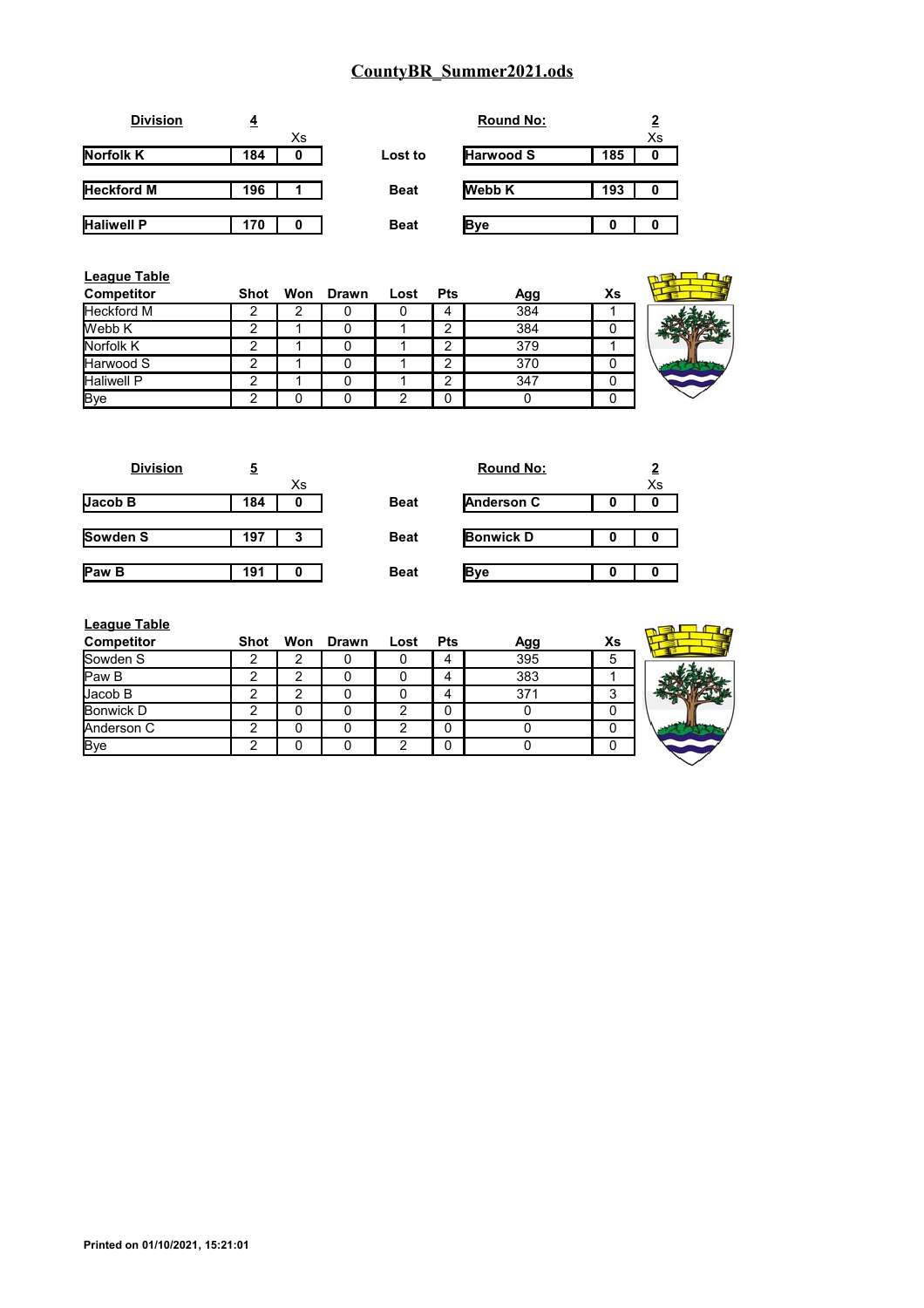# CountyBR_Summer2021.ods

**Division** **4** | **Round No:** **2**

| Competitor | Score | Xs | Result | Opponent | Score | Xs |
|---|---|---|---|---|---|---|
| **Norfolk K** | **184** | **0** | **Lost to** | **Harwood S** | **185** | **0** |
| **Heckford M** | **196** | **1** | **Beat** | **Webb K** | **193** | **0** |
| **Haliwell P** | **170** | **0** | **Beat** | **Bye** | **0** | **0** |

**League Table**

| Competitor | Shot | Won | Drawn | Lost | Pts | Agg | Xs |
|---|---|---|---|---|---|---|---|
| Heckford M | 2 | 2 | 0 | 0 | 4 | 384 | 1 |
| Webb K | 2 | 1 | 0 | 1 | 2 | 384 | 0 |
| Norfolk K | 2 | 1 | 0 | 1 | 2 | 379 | 1 |
| Harwood S | 2 | 1 | 0 | 1 | 2 | 370 | 0 |
| Haliwell P | 2 | 1 | 0 | 1 | 2 | 347 | 0 |
| Bye | 2 | 0 | 0 | 2 | 0 | 0 | 0 |

**Division** **5** | **Round No:** **2**

| Competitor | Score | Xs | Result | Opponent | Score | Xs |
|---|---|---|---|---|---|---|
| **Jacob B** | **184** | **0** | **Beat** | **Anderson C** | **0** | **0** |
| **Sowden S** | **197** | **3** | **Beat** | **Bonwick D** | **0** | **0** |
| **Paw B** | **191** | **0** | **Beat** | **Bye** | **0** | **0** |

**League Table**

| Competitor | Shot | Won | Drawn | Lost | Pts | Agg | Xs |
|---|---|---|---|---|---|---|---|
| Sowden S | 2 | 2 | 0 | 0 | 4 | 395 | 5 |
| Paw B | 2 | 2 | 0 | 0 | 4 | 383 | 1 |
| Jacob B | 2 | 2 | 0 | 0 | 4 | 371 | 3 |
| Bonwick D | 2 | 0 | 0 | 2 | 0 | 0 | 0 |
| Anderson C | 2 | 0 | 0 | 2 | 0 | 0 | 0 |
| Bye | 2 | 0 | 0 | 2 | 0 | 0 | 0 |

**Printed on 01/10/2021, 15:21:01**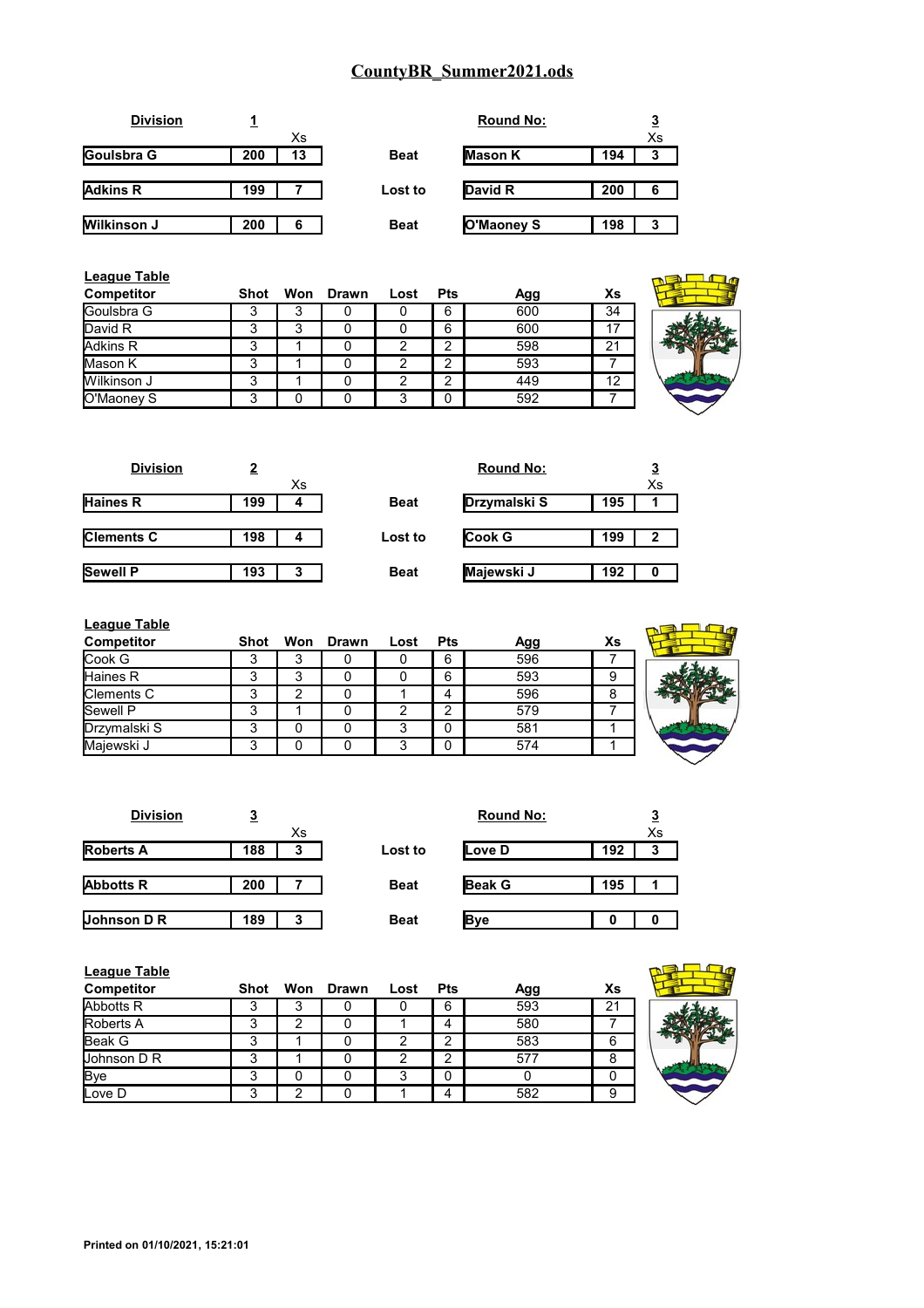# CountyBR_Summer2021.ods

**Division** **1** — **Round No:** **3**

| Competitor | Score | Xs | Result | Opponent | Score | Xs |
|---|---|---|---|---|---|---|
| Goulsbra G | 200 | 13 | Beat | Mason K | 194 | 3 |
| Adkins R | 199 | 7 | Lost to | David R | 200 | 6 |
| Wilkinson J | 200 | 6 | Beat | O'Maoney S | 198 | 3 |

**League Table**

| Competitor | Shot | Won | Drawn | Lost | Pts | Agg | Xs |
|---|---|---|---|---|---|---|---|
| Goulsbra G | 3 | 3 | 0 | 0 | 6 | 600 | 34 |
| David R | 3 | 3 | 0 | 0 | 6 | 600 | 17 |
| Adkins R | 3 | 1 | 0 | 2 | 2 | 598 | 21 |
| Mason K | 3 | 1 | 0 | 2 | 2 | 593 | 7 |
| Wilkinson J | 3 | 1 | 0 | 2 | 2 | 449 | 12 |
| O'Maoney S | 3 | 0 | 0 | 3 | 0 | 592 | 7 |

**Division** **2** — **Round No:** **3**

| Competitor | Score | Xs | Result | Opponent | Score | Xs |
|---|---|---|---|---|---|---|
| Haines R | 199 | 4 | Beat | Drzymalski S | 195 | 1 |
| Clements C | 198 | 4 | Lost to | Cook G | 199 | 2 |
| Sewell P | 193 | 3 | Beat | Majewski J | 192 | 0 |

**League Table**

| Competitor | Shot | Won | Drawn | Lost | Pts | Agg | Xs |
|---|---|---|---|---|---|---|---|
| Cook G | 3 | 3 | 0 | 0 | 6 | 596 | 7 |
| Haines R | 3 | 3 | 0 | 0 | 6 | 593 | 9 |
| Clements C | 3 | 2 | 0 | 1 | 4 | 596 | 8 |
| Sewell P | 3 | 1 | 0 | 2 | 2 | 579 | 7 |
| Drzymalski S | 3 | 0 | 0 | 3 | 0 | 581 | 1 |
| Majewski J | 3 | 0 | 0 | 3 | 0 | 574 | 1 |

**Division** **3** — **Round No:** **3**

| Competitor | Score | Xs | Result | Opponent | Score | Xs |
|---|---|---|---|---|---|---|
| Roberts A | 188 | 3 | Lost to | Love D | 192 | 3 |
| Abbotts R | 200 | 7 | Beat | Beak G | 195 | 1 |
| Johnson D R | 189 | 3 | Beat | Bye | 0 | 0 |

**League Table**

| Competitor | Shot | Won | Drawn | Lost | Pts | Agg | Xs |
|---|---|---|---|---|---|---|---|
| Abbotts R | 3 | 3 | 0 | 0 | 6 | 593 | 21 |
| Roberts A | 3 | 2 | 0 | 1 | 4 | 580 | 7 |
| Beak G | 3 | 1 | 0 | 2 | 2 | 583 | 6 |
| Johnson D R | 3 | 1 | 0 | 2 | 2 | 577 | 8 |
| Bye | 3 | 0 | 0 | 3 | 0 | 0 | 0 |
| Love D | 3 | 2 | 0 | 1 | 4 | 582 | 9 |

**Printed on 01/10/2021, 15:21:01**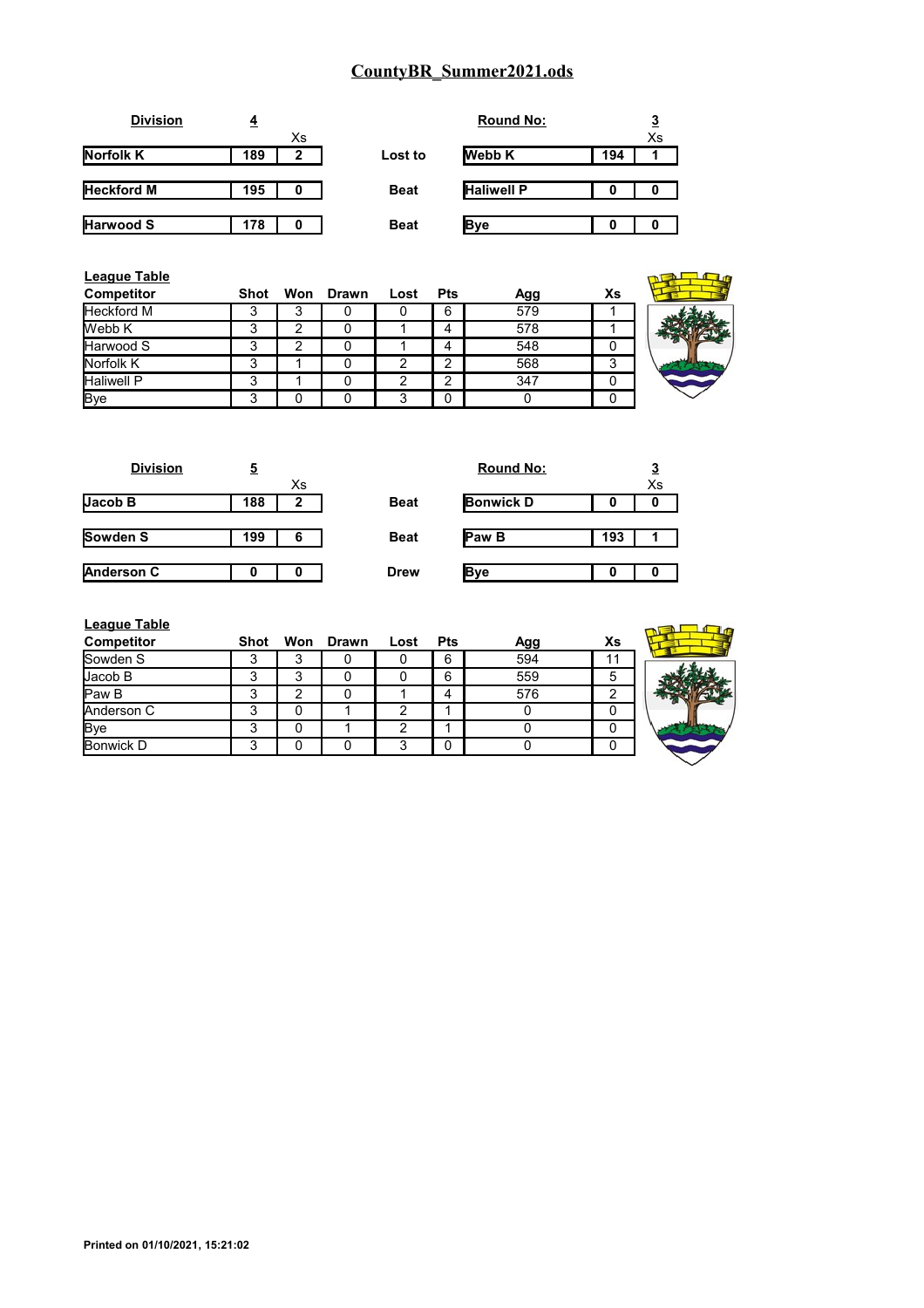# CountyBR_Summer2021.ods

**Division** 4 | **Round No:** 3

| | Score | Xs | Result | | Score | Xs |
|---|---|---|---|---|---|---|
| **Norfolk K** | 189 | 2 | Lost to | **Webb K** | 194 | 1 |
| **Heckford M** | 195 | 0 | Beat | **Haliwell P** | 0 | 0 |
| **Harwood S** | 178 | 0 | Beat | **Bye** | 0 | 0 |

**League Table**

| Competitor | Shot | Won | Drawn | Lost | Pts | Agg | Xs |
|---|---|---|---|---|---|---|---|
| Heckford M | 3 | 3 | 0 | 0 | 6 | 579 | 1 |
| Webb K | 3 | 2 | 0 | 1 | 4 | 578 | 1 |
| Harwood S | 3 | 2 | 0 | 1 | 4 | 548 | 0 |
| Norfolk K | 3 | 1 | 0 | 2 | 2 | 568 | 3 |
| Haliwell P | 3 | 1 | 0 | 2 | 2 | 347 | 0 |
| Bye | 3 | 0 | 0 | 3 | 0 | 0 | 0 |

**Division** 5 | **Round No:** 3

| | Score | Xs | Result | | Score | Xs |
|---|---|---|---|---|---|---|
| **Jacob B** | 188 | 2 | Beat | **Bonwick D** | 0 | 0 |
| **Sowden S** | 199 | 6 | Beat | **Paw B** | 193 | 1 |
| **Anderson C** | 0 | 0 | Drew | **Bye** | 0 | 0 |

**League Table**

| Competitor | Shot | Won | Drawn | Lost | Pts | Agg | Xs |
|---|---|---|---|---|---|---|---|
| Sowden S | 3 | 3 | 0 | 0 | 6 | 594 | 11 |
| Jacob B | 3 | 3 | 0 | 0 | 6 | 559 | 5 |
| Paw B | 3 | 2 | 0 | 1 | 4 | 576 | 2 |
| Anderson C | 3 | 0 | 1 | 2 | 1 | 0 | 0 |
| Bye | 3 | 0 | 1 | 2 | 1 | 0 | 0 |
| Bonwick D | 3 | 0 | 0 | 3 | 0 | 0 | 0 |

**Printed on 01/10/2021, 15:21:02**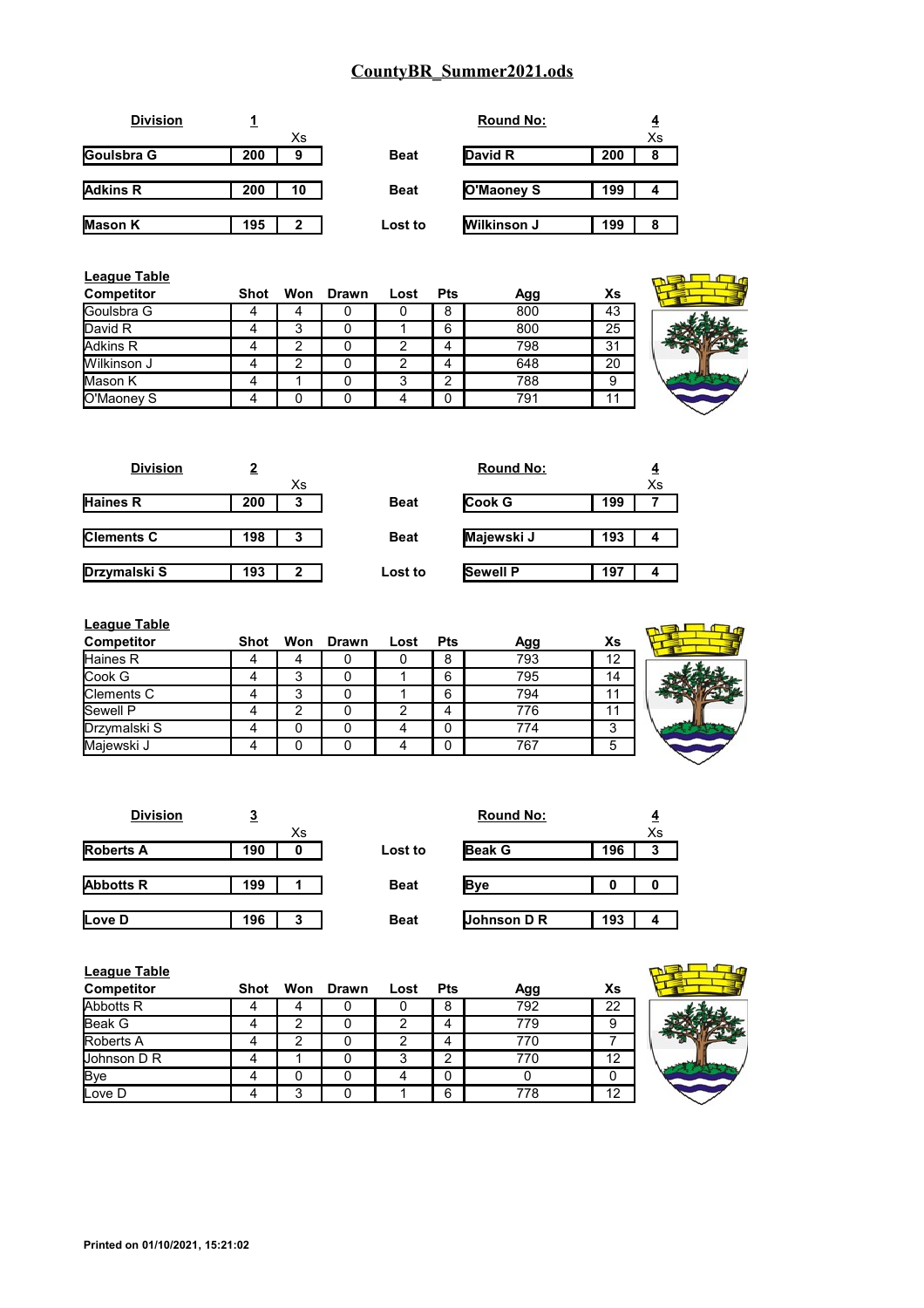# CountyBR_Summer2021.ods

## Division 1 — Round No: 4

| | | Xs | | | | Xs |
|---|---|---|---|---|---|---|
| Goulsbra G | 200 | 9 | Beat | David R | 200 | 8 |
| Adkins R | 200 | 10 | Beat | O'Maoney S | 199 | 4 |
| Mason K | 195 | 2 | Lost to | Wilkinson J | 199 | 8 |

**League Table**

| Competitor | Shot | Won | Drawn | Lost | Pts | Agg | Xs |
|---|---|---|---|---|---|---|---|
| Goulsbra G | 4 | 4 | 0 | 0 | 8 | 800 | 43 |
| David R | 4 | 3 | 0 | 1 | 6 | 800 | 25 |
| Adkins R | 4 | 2 | 0 | 2 | 4 | 798 | 31 |
| Wilkinson J | 4 | 2 | 0 | 2 | 4 | 648 | 20 |
| Mason K | 4 | 1 | 0 | 3 | 2 | 788 | 9 |
| O'Maoney S | 4 | 0 | 0 | 4 | 0 | 791 | 11 |

## Division 2 — Round No: 4

| | | Xs | | | | Xs |
|---|---|---|---|---|---|---|
| Haines R | 200 | 3 | Beat | Cook G | 199 | 7 |
| Clements C | 198 | 3 | Beat | Majewski J | 193 | 4 |
| Drzymalski S | 193 | 2 | Lost to | Sewell P | 197 | 4 |

**League Table**

| Competitor | Shot | Won | Drawn | Lost | Pts | Agg | Xs |
|---|---|---|---|---|---|---|---|
| Haines R | 4 | 4 | 0 | 0 | 8 | 793 | 12 |
| Cook G | 4 | 3 | 0 | 1 | 6 | 795 | 14 |
| Clements C | 4 | 3 | 0 | 1 | 6 | 794 | 11 |
| Sewell P | 4 | 2 | 0 | 2 | 4 | 776 | 11 |
| Drzymalski S | 4 | 0 | 0 | 4 | 0 | 774 | 3 |
| Majewski J | 4 | 0 | 0 | 4 | 0 | 767 | 5 |

## Division 3 — Round No: 4

| | | Xs | | | | Xs |
|---|---|---|---|---|---|---|
| Roberts A | 190 | 0 | Lost to | Beak G | 196 | 3 |
| Abbotts R | 199 | 1 | Beat | Bye | 0 | 0 |
| Love D | 196 | 3 | Beat | Johnson D R | 193 | 4 |

**League Table**

| Competitor | Shot | Won | Drawn | Lost | Pts | Agg | Xs |
|---|---|---|---|---|---|---|---|
| Abbotts R | 4 | 4 | 0 | 0 | 8 | 792 | 22 |
| Beak G | 4 | 2 | 0 | 2 | 4 | 779 | 9 |
| Roberts A | 4 | 2 | 0 | 2 | 4 | 770 | 7 |
| Johnson D R | 4 | 1 | 0 | 3 | 2 | 770 | 12 |
| Bye | 4 | 0 | 0 | 4 | 0 | 0 | 0 |
| Love D | 4 | 3 | 0 | 1 | 6 | 778 | 12 |

**Printed on 01/10/2021, 15:21:02**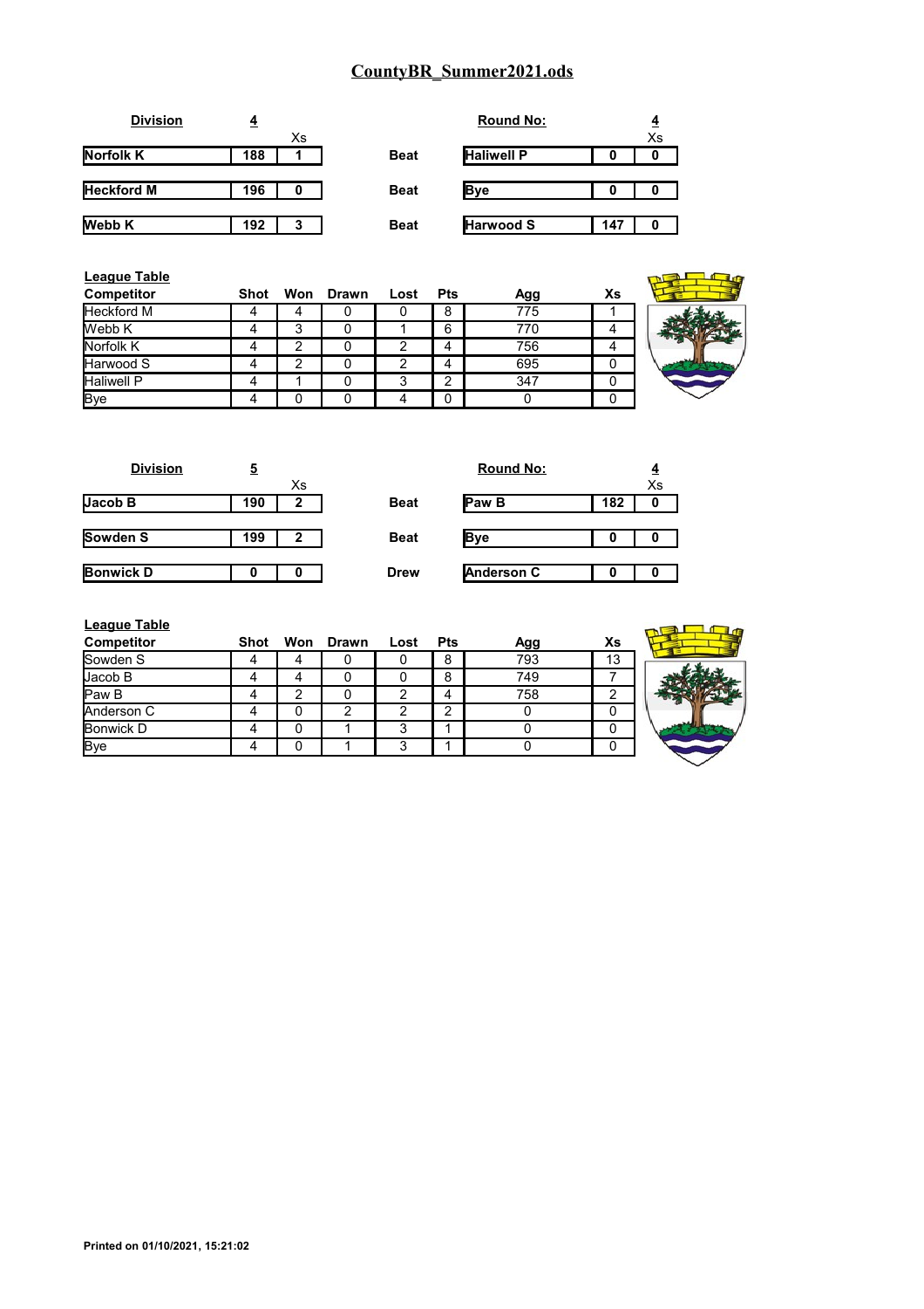# CountyBR_Summer2021.ods

**Division** 4 | **Round No:** 4

| | | Xs | | | | Xs |
|---|---|---|---|---|---|---|
| **Norfolk K** | **188** | **1** | **Beat** | **Haliwell P** | **0** | **0** |
| **Heckford M** | **196** | **0** | **Beat** | **Bye** | **0** | **0** |
| **Webb K** | **192** | **3** | **Beat** | **Harwood S** | **147** | **0** |

**League Table**

| Competitor | Shot | Won | Drawn | Lost | Pts | Agg | Xs |
|---|---|---|---|---|---|---|---|
| Heckford M | 4 | 4 | 0 | 0 | 8 | 775 | 1 |
| Webb K | 4 | 3 | 0 | 1 | 6 | 770 | 4 |
| Norfolk K | 4 | 2 | 0 | 2 | 4 | 756 | 4 |
| Harwood S | 4 | 2 | 0 | 2 | 4 | 695 | 0 |
| Haliwell P | 4 | 1 | 0 | 3 | 2 | 347 | 0 |
| Bye | 4 | 0 | 0 | 4 | 0 | 0 | 0 |

**Division** 5 | **Round No:** 4

| | | Xs | | | | Xs |
|---|---|---|---|---|---|---|
| **Jacob B** | **190** | **2** | **Beat** | **Paw B** | **182** | **0** |
| **Sowden S** | **199** | **2** | **Beat** | **Bye** | **0** | **0** |
| **Bonwick D** | **0** | **0** | **Drew** | **Anderson C** | **0** | **0** |

**League Table**

| Competitor | Shot | Won | Drawn | Lost | Pts | Agg | Xs |
|---|---|---|---|---|---|---|---|
| Sowden S | 4 | 4 | 0 | 0 | 8 | 793 | 13 |
| Jacob B | 4 | 4 | 0 | 0 | 8 | 749 | 7 |
| Paw B | 4 | 2 | 0 | 2 | 4 | 758 | 2 |
| Anderson C | 4 | 0 | 2 | 2 | 2 | 0 | 0 |
| Bonwick D | 4 | 0 | 1 | 3 | 1 | 0 | 0 |
| Bye | 4 | 0 | 1 | 3 | 1 | 0 | 0 |

**Printed on 01/10/2021, 15:21:02**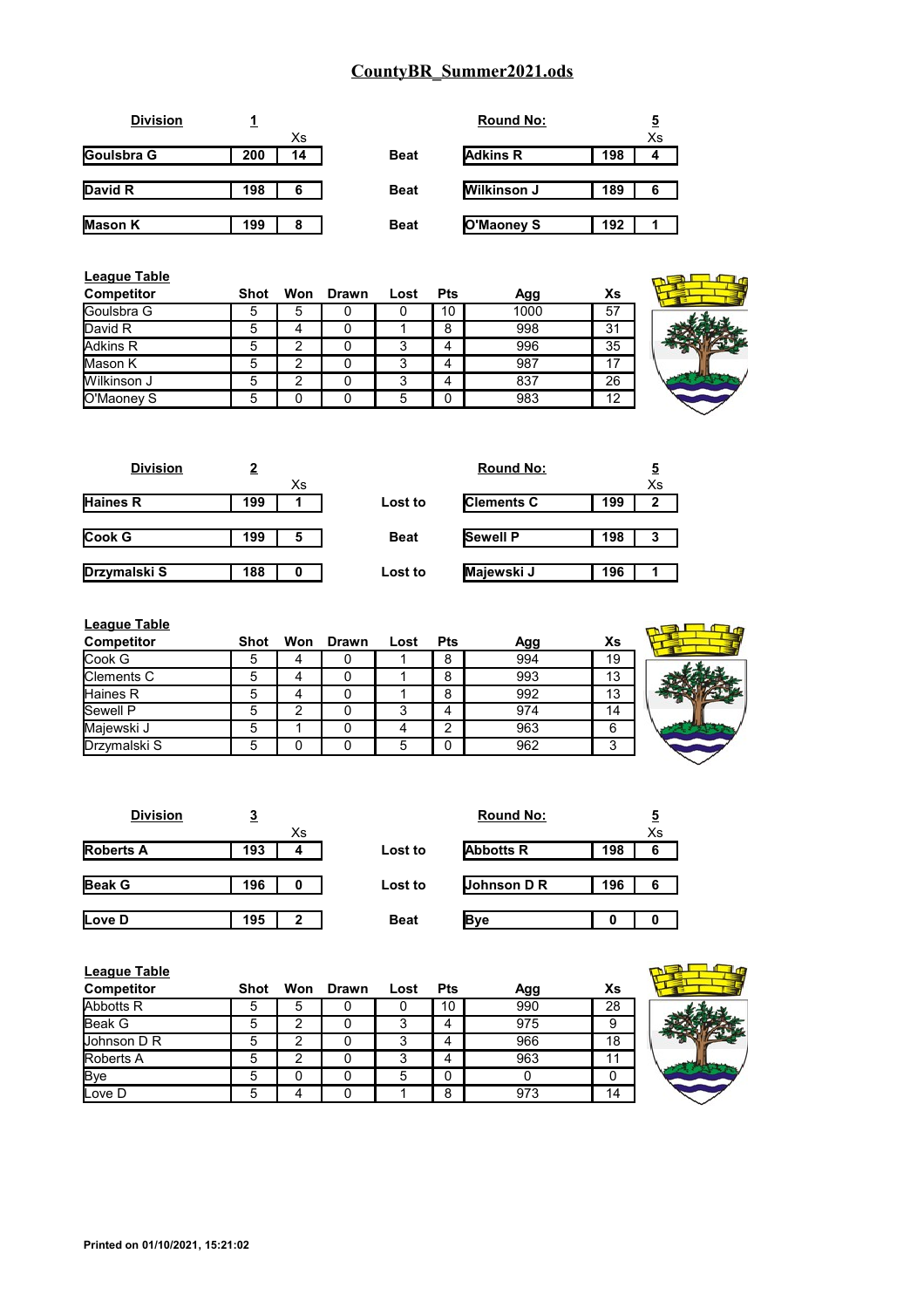# CountyBR_Summer2021.ods

**Division** 1 | **Round No:** 5

| Competitor | Score | Xs | Result | Opponent | Score | Xs |
|---|---|---|---|---|---|---|
| Goulsbra G | 200 | 14 | Beat | Adkins R | 198 | 4 |
| David R | 198 | 6 | Beat | Wilkinson J | 189 | 6 |
| Mason K | 199 | 8 | Beat | O'Maoney S | 192 | 1 |

**League Table**

| Competitor | Shot | Won | Drawn | Lost | Pts | Agg | Xs |
|---|---|---|---|---|---|---|---|
| Goulsbra G | 5 | 5 | 0 | 0 | 10 | 1000 | 57 |
| David R | 5 | 4 | 0 | 1 | 8 | 998 | 31 |
| Adkins R | 5 | 2 | 0 | 3 | 4 | 996 | 35 |
| Mason K | 5 | 2 | 0 | 3 | 4 | 987 | 17 |
| Wilkinson J | 5 | 2 | 0 | 3 | 4 | 837 | 26 |
| O'Maoney S | 5 | 0 | 0 | 5 | 0 | 983 | 12 |

**Division** 2 | **Round No:** 5

| Competitor | Score | Xs | Result | Opponent | Score | Xs |
|---|---|---|---|---|---|---|
| Haines R | 199 | 1 | Lost to | Clements C | 199 | 2 |
| Cook G | 199 | 5 | Beat | Sewell P | 198 | 3 |
| Drzymalski S | 188 | 0 | Lost to | Majewski J | 196 | 1 |

**League Table**

| Competitor | Shot | Won | Drawn | Lost | Pts | Agg | Xs |
|---|---|---|---|---|---|---|---|
| Cook G | 5 | 4 | 0 | 1 | 8 | 994 | 19 |
| Clements C | 5 | 4 | 0 | 1 | 8 | 993 | 13 |
| Haines R | 5 | 4 | 0 | 1 | 8 | 992 | 13 |
| Sewell P | 5 | 2 | 0 | 3 | 4 | 974 | 14 |
| Majewski J | 5 | 1 | 0 | 4 | 2 | 963 | 6 |
| Drzymalski S | 5 | 0 | 0 | 5 | 0 | 962 | 3 |

**Division** 3 | **Round No:** 5

| Competitor | Score | Xs | Result | Opponent | Score | Xs |
|---|---|---|---|---|---|---|
| Roberts A | 193 | 4 | Lost to | Abbotts R | 198 | 6 |
| Beak G | 196 | 0 | Lost to | Johnson D R | 196 | 6 |
| Love D | 195 | 2 | Beat | Bye | 0 | 0 |

**League Table**

| Competitor | Shot | Won | Drawn | Lost | Pts | Agg | Xs |
|---|---|---|---|---|---|---|---|
| Abbotts R | 5 | 5 | 0 | 0 | 10 | 990 | 28 |
| Beak G | 5 | 2 | 0 | 3 | 4 | 975 | 9 |
| Johnson D R | 5 | 2 | 0 | 3 | 4 | 966 | 18 |
| Roberts A | 5 | 2 | 0 | 3 | 4 | 963 | 11 |
| Bye | 5 | 0 | 0 | 5 | 0 | 0 | 0 |
| Love D | 5 | 4 | 0 | 1 | 8 | 973 | 14 |

**Printed on 01/10/2021, 15:21:02**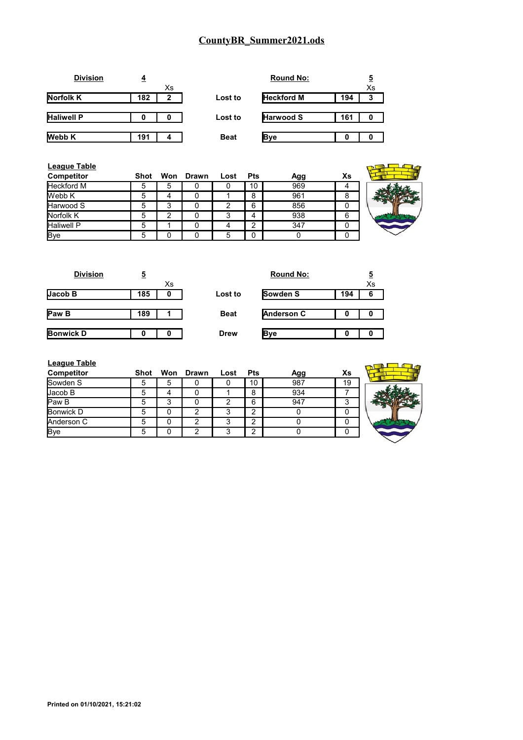# CountyBR_Summer2021.ods

**Division** 4 | **Round No:** 5

| | Shot | Xs | | | Shot | Xs |
|---|---|---|---|---|---|---|
| **Norfolk K** | **182** | **2** | **Lost to** | **Heckford M** | **194** | **3** |
| **Haliwell P** | **0** | **0** | **Lost to** | **Harwood S** | **161** | **0** |
| **Webb K** | **191** | **4** | **Beat** | **Bye** | **0** | **0** |

**League Table**

| Competitor | Shot | Won | Drawn | Lost | Pts | Agg | Xs |
|---|---|---|---|---|---|---|---|
| Heckford M | 5 | 5 | 0 | 0 | 10 | 969 | 4 |
| Webb K | 5 | 4 | 0 | 1 | 8 | 961 | 8 |
| Harwood S | 5 | 3 | 0 | 2 | 6 | 856 | 0 |
| Norfolk K | 5 | 2 | 0 | 3 | 4 | 938 | 6 |
| Haliwell P | 5 | 1 | 0 | 4 | 2 | 347 | 0 |
| Bye | 5 | 0 | 0 | 5 | 0 | 0 | 0 |

**Division** 5 | **Round No:** 5

| | Shot | Xs | | | Shot | Xs |
|---|---|---|---|---|---|---|
| **Jacob B** | **185** | **0** | **Lost to** | **Sowden S** | **194** | **6** |
| **Paw B** | **189** | **1** | **Beat** | **Anderson C** | **0** | **0** |
| **Bonwick D** | **0** | **0** | **Drew** | **Bye** | **0** | **0** |

**League Table**

| Competitor | Shot | Won | Drawn | Lost | Pts | Agg | Xs |
|---|---|---|---|---|---|---|---|
| Sowden S | 5 | 5 | 0 | 0 | 10 | 987 | 19 |
| Jacob B | 5 | 4 | 0 | 1 | 8 | 934 | 7 |
| Paw B | 5 | 3 | 0 | 2 | 6 | 947 | 3 |
| Bonwick D | 5 | 0 | 2 | 3 | 2 | 0 | 0 |
| Anderson C | 5 | 0 | 2 | 3 | 2 | 0 | 0 |
| Bye | 5 | 0 | 2 | 3 | 2 | 0 | 0 |

**Printed on 01/10/2021, 15:21:02**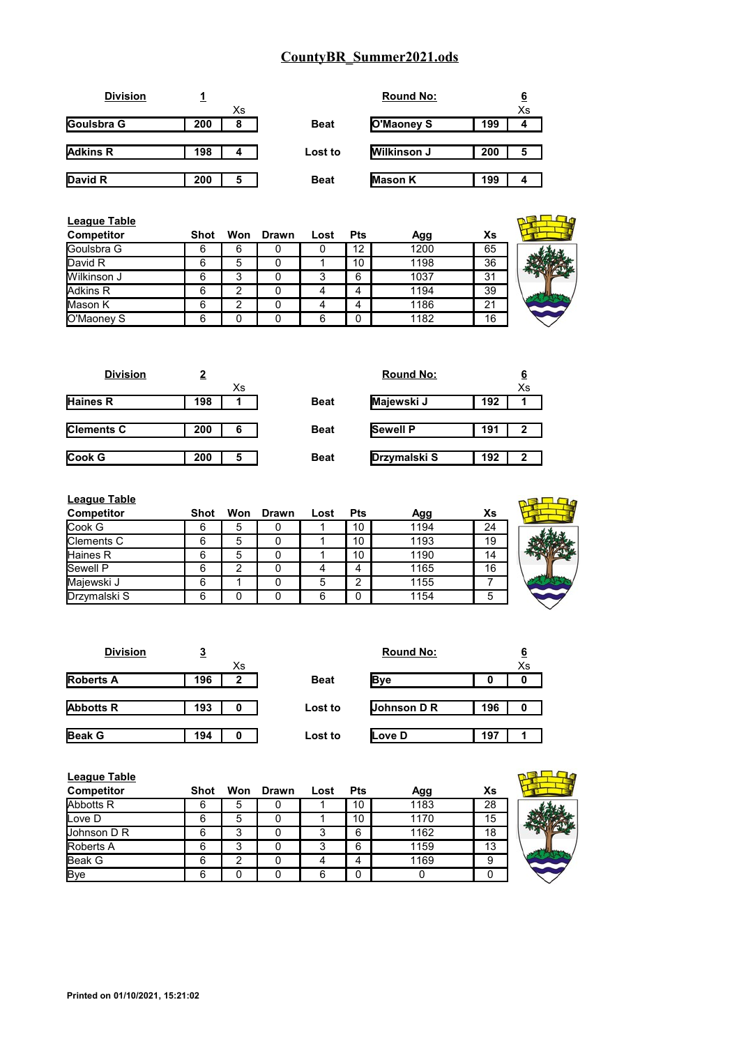# CountyBR_Summer2021.ods

**Division** 1 | **Round No:** 6

| Player | Score | Xs | Result | Opponent | Score | Xs |
|---|---|---|---|---|---|---|
| Goulsbra G | 200 | 8 | Beat | O'Maoney S | 199 | 4 |
| Adkins R | 198 | 4 | Lost to | Wilkinson J | 200 | 5 |
| David R | 200 | 5 | Beat | Mason K | 199 | 4 |

**League Table**

| Competitor | Shot | Won | Drawn | Lost | Pts | Agg | Xs |
|---|---|---|---|---|---|---|---|
| Goulsbra G | 6 | 6 | 0 | 0 | 12 | 1200 | 65 |
| David R | 6 | 5 | 0 | 1 | 10 | 1198 | 36 |
| Wilkinson J | 6 | 3 | 0 | 3 | 6 | 1037 | 31 |
| Adkins R | 6 | 2 | 0 | 4 | 4 | 1194 | 39 |
| Mason K | 6 | 2 | 0 | 4 | 4 | 1186 | 21 |
| O'Maoney S | 6 | 0 | 0 | 6 | 0 | 1182 | 16 |

**Division** 2 | **Round No:** 6

| Player | Score | Xs | Result | Opponent | Score | Xs |
|---|---|---|---|---|---|---|
| Haines R | 198 | 1 | Beat | Majewski J | 192 | 1 |
| Clements C | 200 | 6 | Beat | Sewell P | 191 | 2 |
| Cook G | 200 | 5 | Beat | Drzymalski S | 192 | 2 |

**League Table**

| Competitor | Shot | Won | Drawn | Lost | Pts | Agg | Xs |
|---|---|---|---|---|---|---|---|
| Cook G | 6 | 5 | 0 | 1 | 10 | 1194 | 24 |
| Clements C | 6 | 5 | 0 | 1 | 10 | 1193 | 19 |
| Haines R | 6 | 5 | 0 | 1 | 10 | 1190 | 14 |
| Sewell P | 6 | 2 | 0 | 4 | 4 | 1165 | 16 |
| Majewski J | 6 | 1 | 0 | 5 | 2 | 1155 | 7 |
| Drzymalski S | 6 | 0 | 0 | 6 | 0 | 1154 | 5 |

**Division** 3 | **Round No:** 6

| Player | Score | Xs | Result | Opponent | Score | Xs |
|---|---|---|---|---|---|---|
| Roberts A | 196 | 2 | Beat | Bye | 0 | 0 |
| Abbotts R | 193 | 0 | Lost to | Johnson D R | 196 | 0 |
| Beak G | 194 | 0 | Lost to | Love D | 197 | 1 |

**League Table**

| Competitor | Shot | Won | Drawn | Lost | Pts | Agg | Xs |
|---|---|---|---|---|---|---|---|
| Abbotts R | 6 | 5 | 0 | 1 | 10 | 1183 | 28 |
| Love D | 6 | 5 | 0 | 1 | 10 | 1170 | 15 |
| Johnson D R | 6 | 3 | 0 | 3 | 6 | 1162 | 18 |
| Roberts A | 6 | 3 | 0 | 3 | 6 | 1159 | 13 |
| Beak G | 6 | 2 | 0 | 4 | 4 | 1169 | 9 |
| Bye | 6 | 0 | 0 | 6 | 0 | 0 | 0 |

**Printed on 01/10/2021, 15:21:02**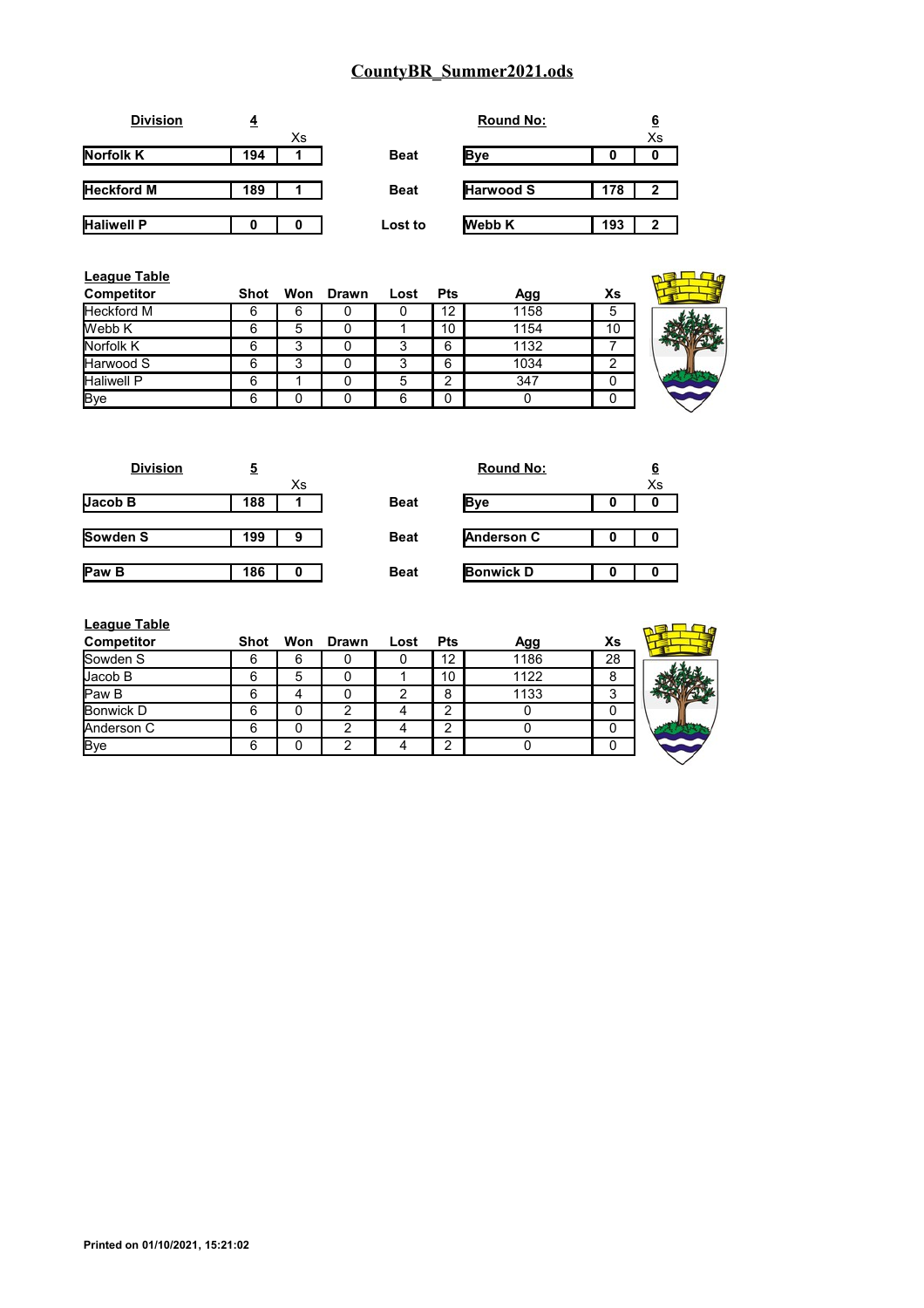# CountyBR_Summer2021.ods

**Division** 4 | **Round No:** 6

| | | Xs | | | | Xs |
|---|---|---|---|---|---|---|
| **Norfolk K** | **194** | **1** | **Beat** | **Bye** | **0** | **0** |
| **Heckford M** | **189** | **1** | **Beat** | **Harwood S** | **178** | **2** |
| **Haliwell P** | **0** | **0** | **Lost to** | **Webb K** | **193** | **2** |

**League Table**

| Competitor | Shot | Won | Drawn | Lost | Pts | Agg | Xs |
|---|---|---|---|---|---|---|---|
| Heckford M | 6 | 6 | 0 | 0 | 12 | 1158 | 5 |
| Webb K | 6 | 5 | 0 | 1 | 10 | 1154 | 10 |
| Norfolk K | 6 | 3 | 0 | 3 | 6 | 1132 | 7 |
| Harwood S | 6 | 3 | 0 | 3 | 6 | 1034 | 2 |
| Haliwell P | 6 | 1 | 0 | 5 | 2 | 347 | 0 |
| Bye | 6 | 0 | 0 | 6 | 0 | 0 | 0 |

**Division** 5 | **Round No:** 6

| | | Xs | | | | Xs |
|---|---|---|---|---|---|---|
| **Jacob B** | **188** | **1** | **Beat** | **Bye** | **0** | **0** |
| **Sowden S** | **199** | **9** | **Beat** | **Anderson C** | **0** | **0** |
| **Paw B** | **186** | **0** | **Beat** | **Bonwick D** | **0** | **0** |

**League Table**

| Competitor | Shot | Won | Drawn | Lost | Pts | Agg | Xs |
|---|---|---|---|---|---|---|---|
| Sowden S | 6 | 6 | 0 | 0 | 12 | 1186 | 28 |
| Jacob B | 6 | 5 | 0 | 1 | 10 | 1122 | 8 |
| Paw B | 6 | 4 | 0 | 2 | 8 | 1133 | 3 |
| Bonwick D | 6 | 0 | 2 | 4 | 2 | 0 | 0 |
| Anderson C | 6 | 0 | 2 | 4 | 2 | 0 | 0 |
| Bye | 6 | 0 | 2 | 4 | 2 | 0 | 0 |

**Printed on 01/10/2021, 15:21:02**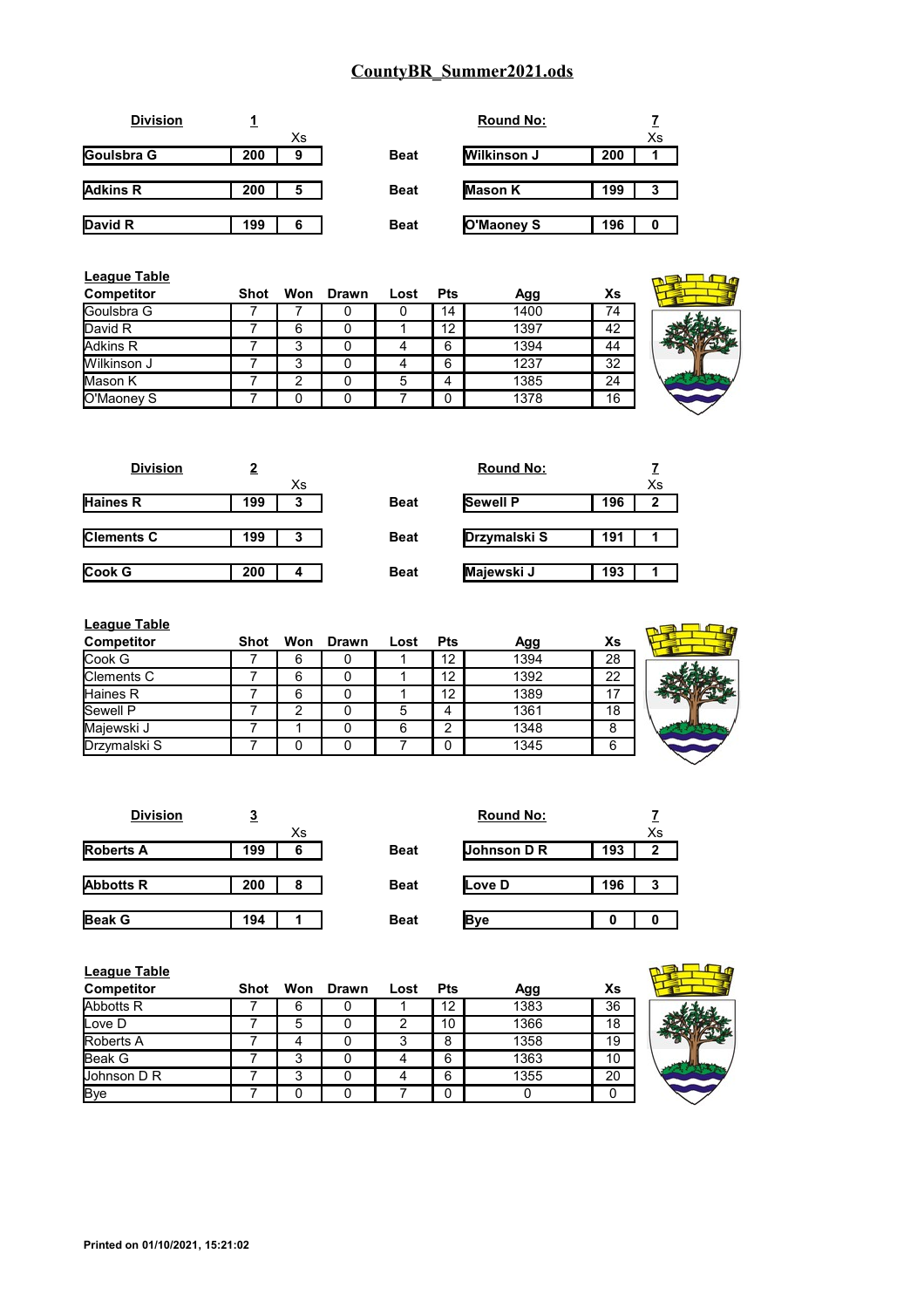# CountyBR_Summer2021.ods

**Division** 1 | **Round No:** 7

| | | Xs | | | | Xs |
|---|---|---|---|---|---|---|
| Goulsbra G | 200 | 9 | Beat | Wilkinson J | 200 | 1 |
| Adkins R | 200 | 5 | Beat | Mason K | 199 | 3 |
| David R | 199 | 6 | Beat | O'Maoney S | 196 | 0 |

**League Table**

| Competitor | Shot | Won | Drawn | Lost | Pts | Agg | Xs |
|---|---|---|---|---|---|---|---|
| Goulsbra G | 7 | 7 | 0 | 0 | 14 | 1400 | 74 |
| David R | 7 | 6 | 0 | 1 | 12 | 1397 | 42 |
| Adkins R | 7 | 3 | 0 | 4 | 6 | 1394 | 44 |
| Wilkinson J | 7 | 3 | 0 | 4 | 6 | 1237 | 32 |
| Mason K | 7 | 2 | 0 | 5 | 4 | 1385 | 24 |
| O'Maoney S | 7 | 0 | 0 | 7 | 0 | 1378 | 16 |

**Division** 2 | **Round No:** 7

| | | Xs | | | | Xs |
|---|---|---|---|---|---|---|
| Haines R | 199 | 3 | Beat | Sewell P | 196 | 2 |
| Clements C | 199 | 3 | Beat | Drzymalski S | 191 | 1 |
| Cook G | 200 | 4 | Beat | Majewski J | 193 | 1 |

**League Table**

| Competitor | Shot | Won | Drawn | Lost | Pts | Agg | Xs |
|---|---|---|---|---|---|---|---|
| Cook G | 7 | 6 | 0 | 1 | 12 | 1394 | 28 |
| Clements C | 7 | 6 | 0 | 1 | 12 | 1392 | 22 |
| Haines R | 7 | 6 | 0 | 1 | 12 | 1389 | 17 |
| Sewell P | 7 | 2 | 0 | 5 | 4 | 1361 | 18 |
| Majewski J | 7 | 1 | 0 | 6 | 2 | 1348 | 8 |
| Drzymalski S | 7 | 0 | 0 | 7 | 0 | 1345 | 6 |

**Division** 3 | **Round No:** 7

| | | Xs | | | | Xs |
|---|---|---|---|---|---|---|
| Roberts A | 199 | 6 | Beat | Johnson D R | 193 | 2 |
| Abbotts R | 200 | 8 | Beat | Love D | 196 | 3 |
| Beak G | 194 | 1 | Beat | Bye | 0 | 0 |

**League Table**

| Competitor | Shot | Won | Drawn | Lost | Pts | Agg | Xs |
|---|---|---|---|---|---|---|---|
| Abbotts R | 7 | 6 | 0 | 1 | 12 | 1383 | 36 |
| Love D | 7 | 5 | 0 | 2 | 10 | 1366 | 18 |
| Roberts A | 7 | 4 | 0 | 3 | 8 | 1358 | 19 |
| Beak G | 7 | 3 | 0 | 4 | 6 | 1363 | 10 |
| Johnson D R | 7 | 3 | 0 | 4 | 6 | 1355 | 20 |
| Bye | 7 | 0 | 0 | 7 | 0 | 0 | 0 |

Printed on 01/10/2021, 15:21:02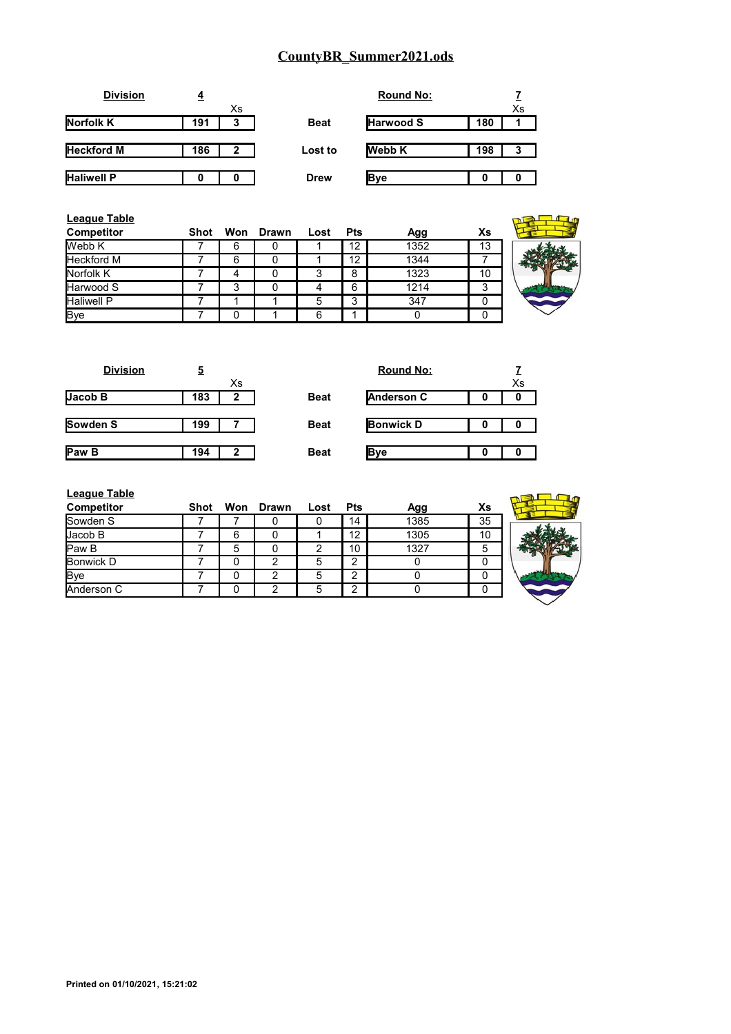# CountyBR_Summer2021.ods

**Division** 4 | **Round No:** 7

| | | Xs | | | | Xs |
|---|---|---|---|---|---|---|
| **Norfolk K** | **191** | **3** | **Beat** | **Harwood S** | **180** | **1** |
| **Heckford M** | **186** | **2** | **Lost to** | **Webb K** | **198** | **3** |
| **Haliwell P** | **0** | **0** | **Drew** | **Bye** | **0** | **0** |

**League Table**

| Competitor | Shot | Won | Drawn | Lost | Pts | Agg | Xs |
|---|---|---|---|---|---|---|---|
| Webb K | 7 | 6 | 0 | 1 | 12 | 1352 | 13 |
| Heckford M | 7 | 6 | 0 | 1 | 12 | 1344 | 7 |
| Norfolk K | 7 | 4 | 0 | 3 | 8 | 1323 | 10 |
| Harwood S | 7 | 3 | 0 | 4 | 6 | 1214 | 3 |
| Haliwell P | 7 | 1 | 1 | 5 | 3 | 347 | 0 |
| Bye | 7 | 0 | 1 | 6 | 1 | 0 | 0 |

**Division** 5 | **Round No:** 7

| | | Xs | | | | Xs |
|---|---|---|---|---|---|---|
| **Jacob B** | **183** | **2** | **Beat** | **Anderson C** | **0** | **0** |
| **Sowden S** | **199** | **7** | **Beat** | **Bonwick D** | **0** | **0** |
| **Paw B** | **194** | **2** | **Beat** | **Bye** | **0** | **0** |

**League Table**

| Competitor | Shot | Won | Drawn | Lost | Pts | Agg | Xs |
|---|---|---|---|---|---|---|---|
| Sowden S | 7 | 7 | 0 | 0 | 14 | 1385 | 35 |
| Jacob B | 7 | 6 | 0 | 1 | 12 | 1305 | 10 |
| Paw B | 7 | 5 | 0 | 2 | 10 | 1327 | 5 |
| Bonwick D | 7 | 0 | 2 | 5 | 2 | 0 | 0 |
| Bye | 7 | 0 | 2 | 5 | 2 | 0 | 0 |
| Anderson C | 7 | 0 | 2 | 5 | 2 | 0 | 0 |

**Printed on 01/10/2021, 15:21:02**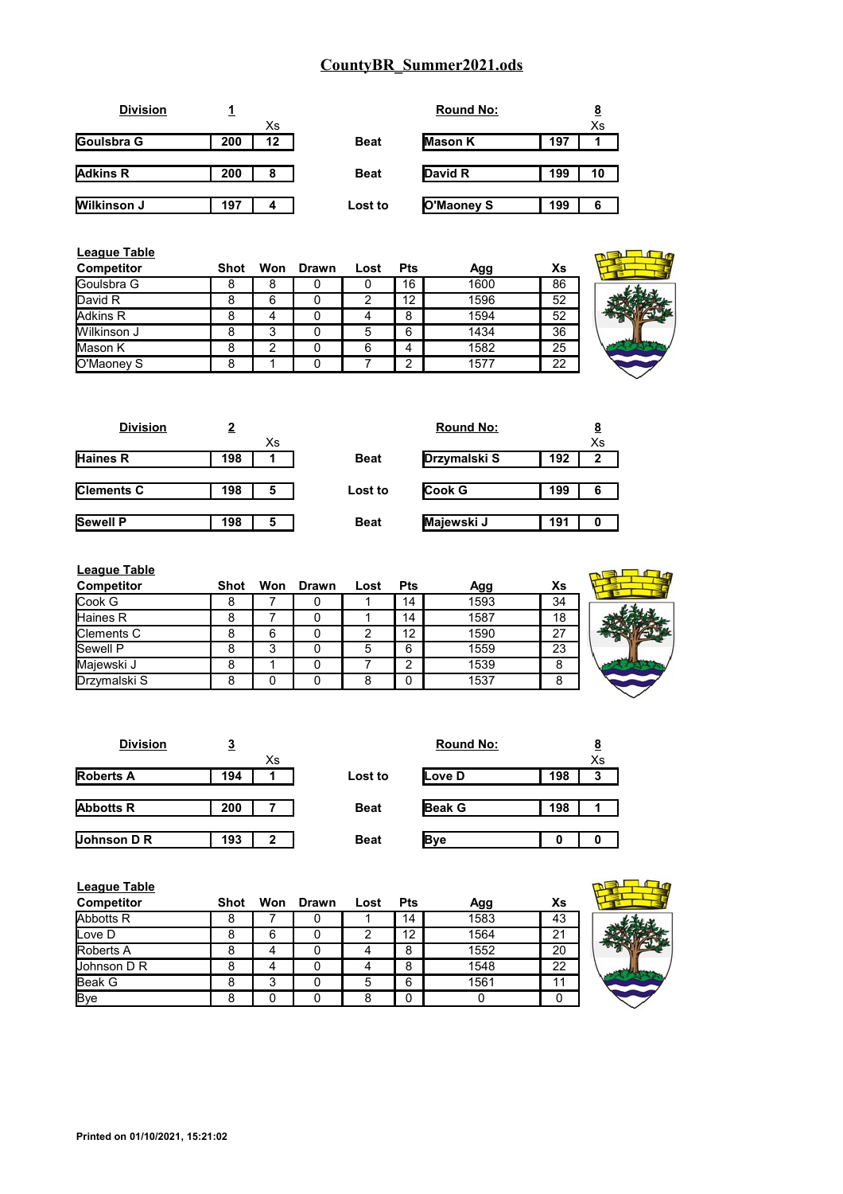# CountyBR_Summer2021.ods

**Division** 1 — **Round No:** 8

| Competitor | Score | Xs | Result | Competitor | Score | Xs |
|---|---|---|---|---|---|---|
| Goulsbra G | 200 | 12 | Beat | Mason K | 197 | 1 |
| Adkins R | 200 | 8 | Beat | David R | 199 | 10 |
| Wilkinson J | 197 | 4 | Lost to | O'Maoney S | 199 | 6 |

**League Table**

| Competitor | Shot | Won | Drawn | Lost | Pts | Agg | Xs |
|---|---|---|---|---|---|---|---|
| Goulsbra G | 8 | 8 | 0 | 0 | 16 | 1600 | 86 |
| David R | 8 | 6 | 0 | 2 | 12 | 1596 | 52 |
| Adkins R | 8 | 4 | 0 | 4 | 8 | 1594 | 52 |
| Wilkinson J | 8 | 3 | 0 | 5 | 6 | 1434 | 36 |
| Mason K | 8 | 2 | 0 | 6 | 4 | 1582 | 25 |
| O'Maoney S | 8 | 1 | 0 | 7 | 2 | 1577 | 22 |

**Division** 2 — **Round No:** 8

| Competitor | Score | Xs | Result | Competitor | Score | Xs |
|---|---|---|---|---|---|---|
| Haines R | 198 | 1 | Beat | Drzymalski S | 192 | 2 |
| Clements C | 198 | 5 | Lost to | Cook G | 199 | 6 |
| Sewell P | 198 | 5 | Beat | Majewski J | 191 | 0 |

**League Table**

| Competitor | Shot | Won | Drawn | Lost | Pts | Agg | Xs |
|---|---|---|---|---|---|---|---|
| Cook G | 8 | 7 | 0 | 1 | 14 | 1593 | 34 |
| Haines R | 8 | 7 | 0 | 1 | 14 | 1587 | 18 |
| Clements C | 8 | 6 | 0 | 2 | 12 | 1590 | 27 |
| Sewell P | 8 | 3 | 0 | 5 | 6 | 1559 | 23 |
| Majewski J | 8 | 1 | 0 | 7 | 2 | 1539 | 8 |
| Drzymalski S | 8 | 0 | 0 | 8 | 0 | 1537 | 8 |

**Division** 3 — **Round No:** 8

| Competitor | Score | Xs | Result | Competitor | Score | Xs |
|---|---|---|---|---|---|---|
| Roberts A | 194 | 1 | Lost to | Love D | 198 | 3 |
| Abbotts R | 200 | 7 | Beat | Beak G | 198 | 1 |
| Johnson D R | 193 | 2 | Beat | Bye | 0 | 0 |

**League Table**

| Competitor | Shot | Won | Drawn | Lost | Pts | Agg | Xs |
|---|---|---|---|---|---|---|---|
| Abbotts R | 8 | 7 | 0 | 1 | 14 | 1583 | 43 |
| Love D | 8 | 6 | 0 | 2 | 12 | 1564 | 21 |
| Roberts A | 8 | 4 | 0 | 4 | 8 | 1552 | 20 |
| Johnson D R | 8 | 4 | 0 | 4 | 8 | 1548 | 22 |
| Beak G | 8 | 3 | 0 | 5 | 6 | 1561 | 11 |
| Bye | 8 | 0 | 0 | 8 | 0 | 0 | 0 |

**Printed on 01/10/2021, 15:21:02**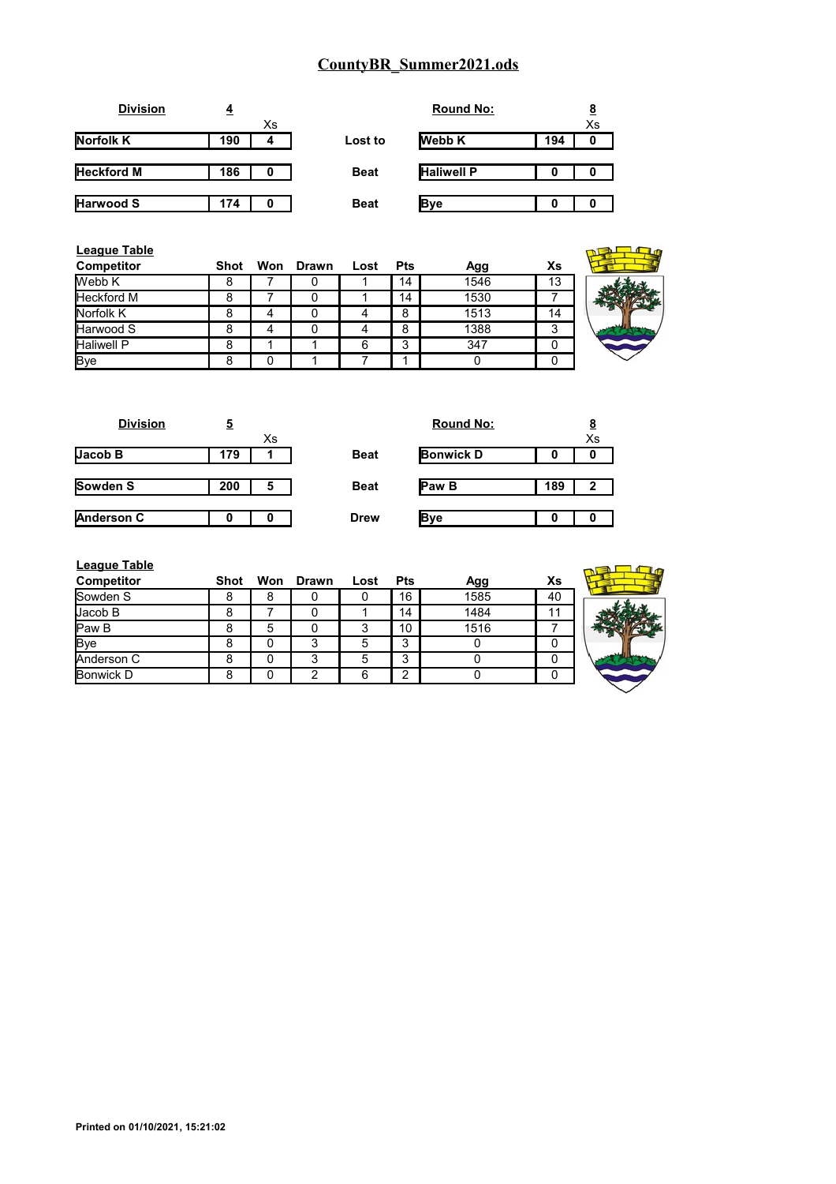# CountyBR_Summer2021.ods

**Division** 4 | **Round No:** 8

| | Score | Xs | | | Score | Xs |
|---|---|---|---|---|---|---|
| **Norfolk K** | 190 | 4 | Lost to | **Webb K** | 194 | 0 |
| **Heckford M** | 186 | 0 | Beat | **Haliwell P** | 0 | 0 |
| **Harwood S** | 174 | 0 | Beat | **Bye** | 0 | 0 |

**League Table**

| Competitor | Shot | Won | Drawn | Lost | Pts | Agg | Xs |
|---|---|---|---|---|---|---|---|
| Webb K | 8 | 7 | 0 | 1 | 14 | 1546 | 13 |
| Heckford M | 8 | 7 | 0 | 1 | 14 | 1530 | 7 |
| Norfolk K | 8 | 4 | 0 | 4 | 8 | 1513 | 14 |
| Harwood S | 8 | 4 | 0 | 4 | 8 | 1388 | 3 |
| Haliwell P | 8 | 1 | 1 | 6 | 3 | 347 | 0 |
| Bye | 8 | 0 | 1 | 7 | 1 | 0 | 0 |

**Division** 5 | **Round No:** 8

| | Score | Xs | | | Score | Xs |
|---|---|---|---|---|---|---|
| **Jacob B** | 179 | 1 | Beat | **Bonwick D** | 0 | 0 |
| **Sowden S** | 200 | 5 | Beat | **Paw B** | 189 | 2 |
| **Anderson C** | 0 | 0 | Drew | **Bye** | 0 | 0 |

**League Table**

| Competitor | Shot | Won | Drawn | Lost | Pts | Agg | Xs |
|---|---|---|---|---|---|---|---|
| Sowden S | 8 | 8 | 0 | 0 | 16 | 1585 | 40 |
| Jacob B | 8 | 7 | 0 | 1 | 14 | 1484 | 11 |
| Paw B | 8 | 5 | 0 | 3 | 10 | 1516 | 7 |
| Bye | 8 | 0 | 3 | 5 | 3 | 0 | 0 |
| Anderson C | 8 | 0 | 3 | 5 | 3 | 0 | 0 |
| Bonwick D | 8 | 0 | 2 | 6 | 2 | 0 | 0 |

**Printed on 01/10/2021, 15:21:02**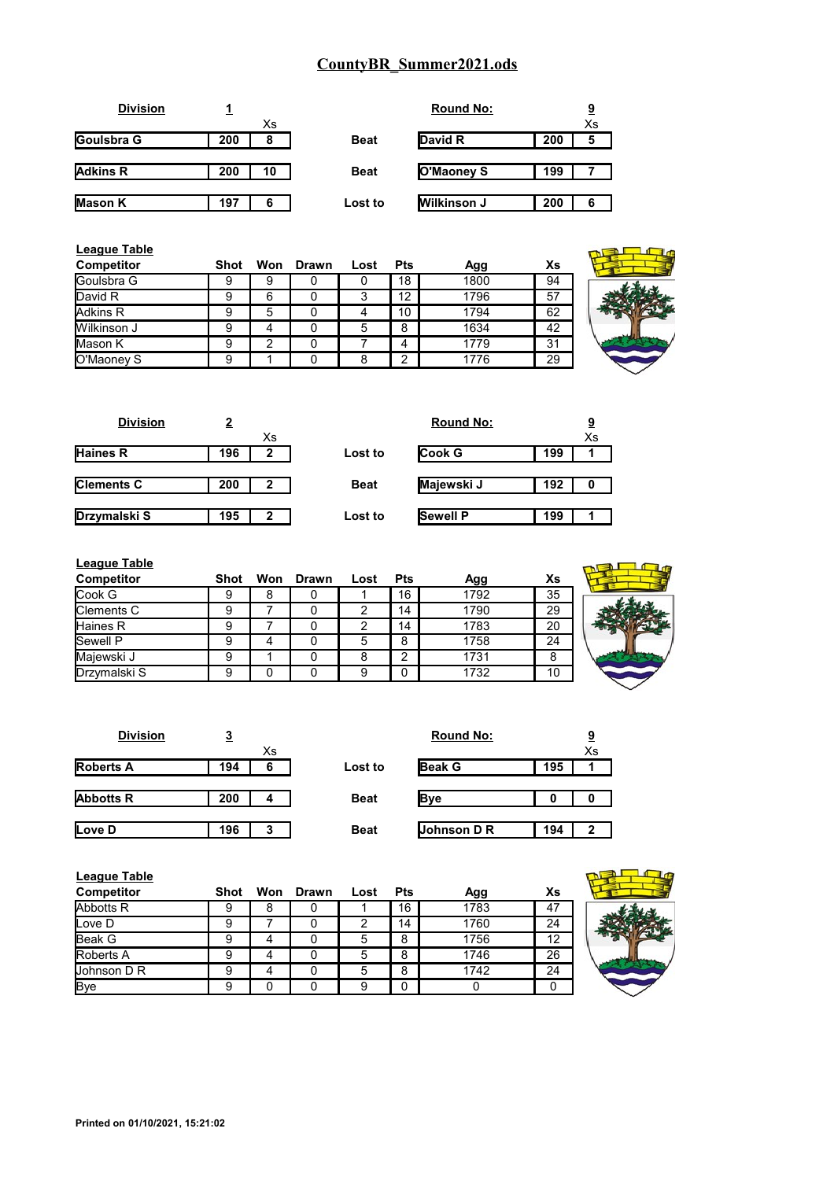# CountyBR_Summer2021.ods

**Division** 1 | **Round No:** 9

| | Score | Xs | Result | | Score | Xs |
|---|---|---|---|---|---|---|
| Goulsbra G | 200 | 8 | Beat | David R | 200 | 5 |
| Adkins R | 200 | 10 | Beat | O'Maoney S | 199 | 7 |
| Mason K | 197 | 6 | Lost to | Wilkinson J | 200 | 6 |

**League Table**

| Competitor | Shot | Won | Drawn | Lost | Pts | Agg | Xs |
|---|---|---|---|---|---|---|---|
| Goulsbra G | 9 | 9 | 0 | 0 | 18 | 1800 | 94 |
| David R | 9 | 6 | 0 | 3 | 12 | 1796 | 57 |
| Adkins R | 9 | 5 | 0 | 4 | 10 | 1794 | 62 |
| Wilkinson J | 9 | 4 | 0 | 5 | 8 | 1634 | 42 |
| Mason K | 9 | 2 | 0 | 7 | 4 | 1779 | 31 |
| O'Maoney S | 9 | 1 | 0 | 8 | 2 | 1776 | 29 |

**Division** 2 | **Round No:** 9

| | Score | Xs | Result | | Score | Xs |
|---|---|---|---|---|---|---|
| Haines R | 196 | 2 | Lost to | Cook G | 199 | 1 |
| Clements C | 200 | 2 | Beat | Majewski J | 192 | 0 |
| Drzymalski S | 195 | 2 | Lost to | Sewell P | 199 | 1 |

**League Table**

| Competitor | Shot | Won | Drawn | Lost | Pts | Agg | Xs |
|---|---|---|---|---|---|---|---|
| Cook G | 9 | 8 | 0 | 1 | 16 | 1792 | 35 |
| Clements C | 9 | 7 | 0 | 2 | 14 | 1790 | 29 |
| Haines R | 9 | 7 | 0 | 2 | 14 | 1783 | 20 |
| Sewell P | 9 | 4 | 0 | 5 | 8 | 1758 | 24 |
| Majewski J | 9 | 1 | 0 | 8 | 2 | 1731 | 8 |
| Drzymalski S | 9 | 0 | 0 | 9 | 0 | 1732 | 10 |

**Division** 3 | **Round No:** 9

| | Score | Xs | Result | | Score | Xs |
|---|---|---|---|---|---|---|
| Roberts A | 194 | 6 | Lost to | Beak G | 195 | 1 |
| Abbotts R | 200 | 4 | Beat | Bye | 0 | 0 |
| Love D | 196 | 3 | Beat | Johnson D R | 194 | 2 |

**League Table**

| Competitor | Shot | Won | Drawn | Lost | Pts | Agg | Xs |
|---|---|---|---|---|---|---|---|
| Abbotts R | 9 | 8 | 0 | 1 | 16 | 1783 | 47 |
| Love D | 9 | 7 | 0 | 2 | 14 | 1760 | 24 |
| Beak G | 9 | 4 | 0 | 5 | 8 | 1756 | 12 |
| Roberts A | 9 | 4 | 0 | 5 | 8 | 1746 | 26 |
| Johnson D R | 9 | 4 | 0 | 5 | 8 | 1742 | 24 |
| Bye | 9 | 0 | 0 | 9 | 0 | 0 | 0 |

**Printed on 01/10/2021, 15:21:02**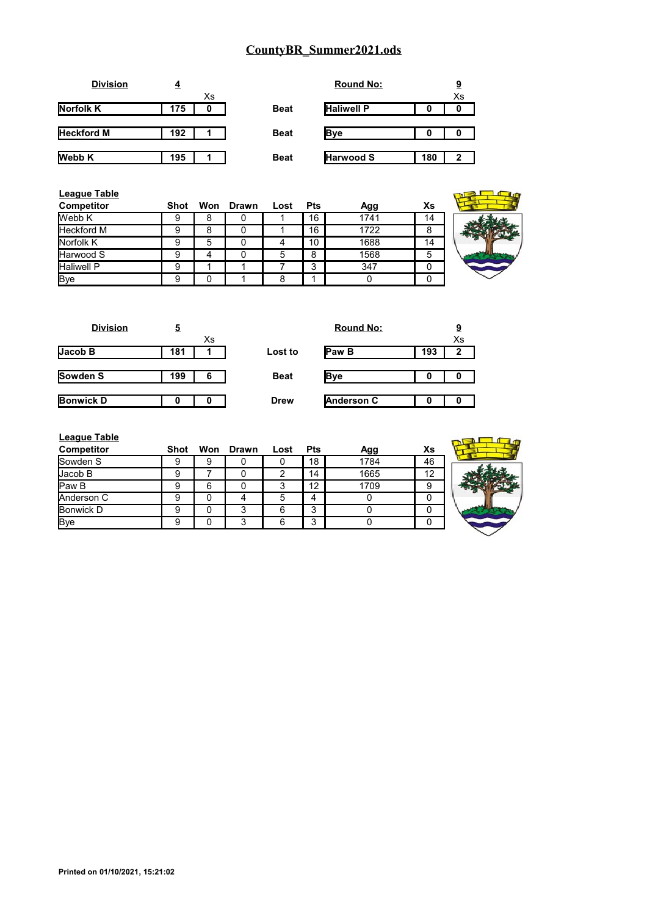# CountyBR_Summer2021.ods

**Division** 4 — **Round No:** 9

| | | Xs | | | | Xs |
|---|---|---|---|---|---|---|
| **Norfolk K** | **175** | **0** | **Beat** | **Haliwell P** | **0** | **0** |
| **Heckford M** | **192** | **1** | **Beat** | **Bye** | **0** | **0** |
| **Webb K** | **195** | **1** | **Beat** | **Harwood S** | **180** | **2** |

**League Table**

| Competitor | Shot | Won | Drawn | Lost | Pts | Agg | Xs |
|---|---|---|---|---|---|---|---|
| Webb K | 9 | 8 | 0 | 1 | 16 | 1741 | 14 |
| Heckford M | 9 | 8 | 0 | 1 | 16 | 1722 | 8 |
| Norfolk K | 9 | 5 | 0 | 4 | 10 | 1688 | 14 |
| Harwood S | 9 | 4 | 0 | 5 | 8 | 1568 | 5 |
| Haliwell P | 9 | 1 | 1 | 7 | 3 | 347 | 0 |
| Bye | 9 | 0 | 1 | 8 | 1 | 0 | 0 |

**Division** 5 — **Round No:** 9

| | | Xs | | | | Xs |
|---|---|---|---|---|---|---|
| **Jacob B** | **181** | **1** | **Lost to** | **Paw B** | **193** | **2** |
| **Sowden S** | **199** | **6** | **Beat** | **Bye** | **0** | **0** |
| **Bonwick D** | **0** | **0** | **Drew** | **Anderson C** | **0** | **0** |

**League Table**

| Competitor | Shot | Won | Drawn | Lost | Pts | Agg | Xs |
|---|---|---|---|---|---|---|---|
| Sowden S | 9 | 9 | 0 | 0 | 18 | 1784 | 46 |
| Jacob B | 9 | 7 | 0 | 2 | 14 | 1665 | 12 |
| Paw B | 9 | 6 | 0 | 3 | 12 | 1709 | 9 |
| Anderson C | 9 | 0 | 4 | 5 | 4 | 0 | 0 |
| Bonwick D | 9 | 0 | 3 | 6 | 3 | 0 | 0 |
| Bye | 9 | 0 | 3 | 6 | 3 | 0 | 0 |

**Printed on 01/10/2021, 15:21:02**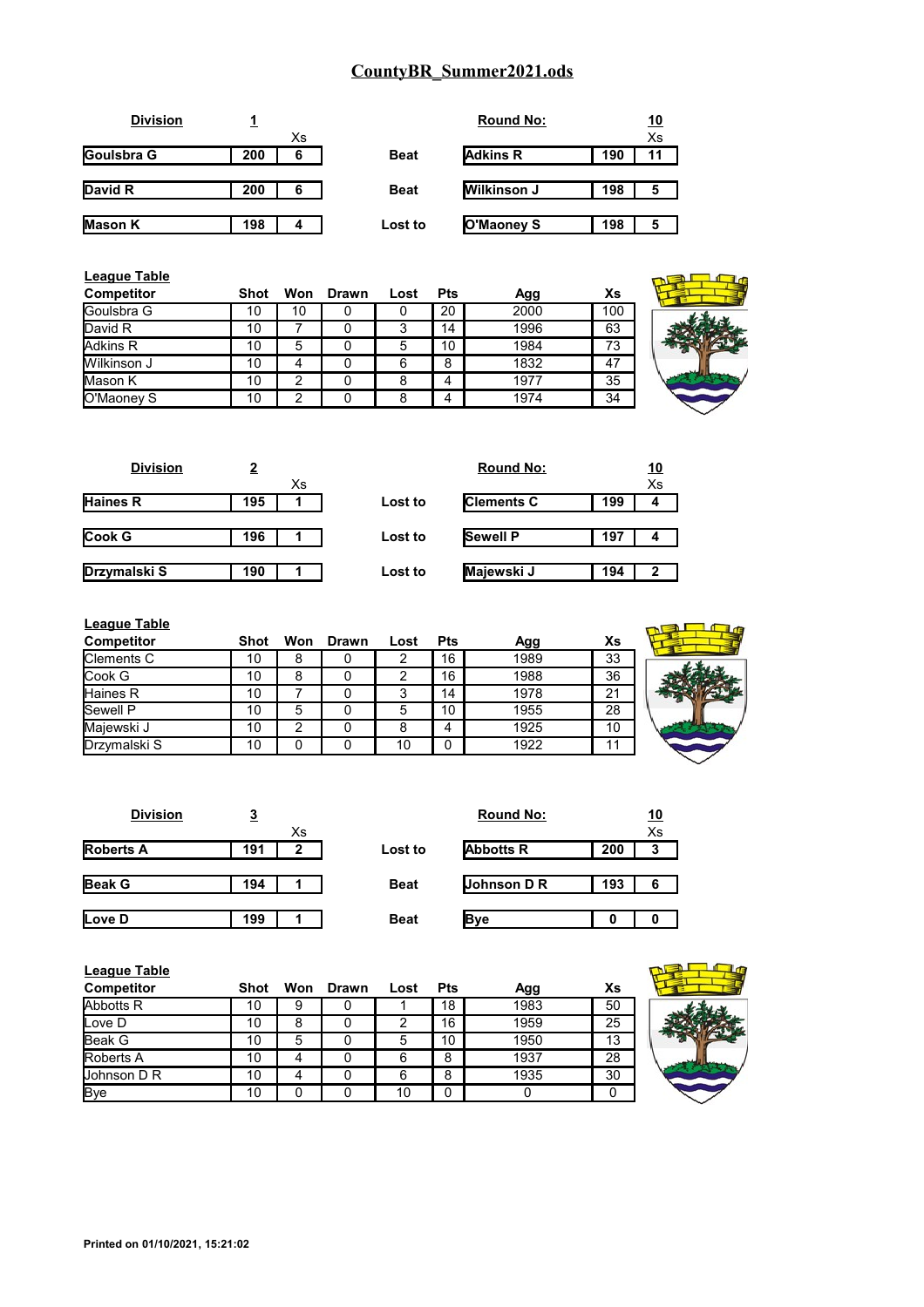# CountyBR_Summer2021.ods

**Division** 1 — **Round No:** 10

| | | Xs | | | | Xs |
|---|---|---|---|---|---|---|
| Goulsbra G | 200 | 6 | Beat | Adkins R | 190 | 11 |
| David R | 200 | 6 | Beat | Wilkinson J | 198 | 5 |
| Mason K | 198 | 4 | Lost to | O'Maoney S | 198 | 5 |

**League Table**

| Competitor | Shot | Won | Drawn | Lost | Pts | Agg | Xs |
|---|---|---|---|---|---|---|---|
| Goulsbra G | 10 | 10 | 0 | 0 | 20 | 2000 | 100 |
| David R | 10 | 7 | 0 | 3 | 14 | 1996 | 63 |
| Adkins R | 10 | 5 | 0 | 5 | 10 | 1984 | 73 |
| Wilkinson J | 10 | 4 | 0 | 6 | 8 | 1832 | 47 |
| Mason K | 10 | 2 | 0 | 8 | 4 | 1977 | 35 |
| O'Maoney S | 10 | 2 | 0 | 8 | 4 | 1974 | 34 |

**Division** 2 — **Round No:** 10

| | | Xs | | | | Xs |
|---|---|---|---|---|---|---|
| Haines R | 195 | 1 | Lost to | Clements C | 199 | 4 |
| Cook G | 196 | 1 | Lost to | Sewell P | 197 | 4 |
| Drzymalski S | 190 | 1 | Lost to | Majewski J | 194 | 2 |

**League Table**

| Competitor | Shot | Won | Drawn | Lost | Pts | Agg | Xs |
|---|---|---|---|---|---|---|---|
| Clements C | 10 | 8 | 0 | 2 | 16 | 1989 | 33 |
| Cook G | 10 | 8 | 0 | 2 | 16 | 1988 | 36 |
| Haines R | 10 | 7 | 0 | 3 | 14 | 1978 | 21 |
| Sewell P | 10 | 5 | 0 | 5 | 10 | 1955 | 28 |
| Majewski J | 10 | 2 | 0 | 8 | 4 | 1925 | 10 |
| Drzymalski S | 10 | 0 | 0 | 10 | 0 | 1922 | 11 |

**Division** 3 — **Round No:** 10

| | | Xs | | | | Xs |
|---|---|---|---|---|---|---|
| Roberts A | 191 | 2 | Lost to | Abbotts R | 200 | 3 |
| Beak G | 194 | 1 | Beat | Johnson D R | 193 | 6 |
| Love D | 199 | 1 | Beat | Bye | 0 | 0 |

**League Table**

| Competitor | Shot | Won | Drawn | Lost | Pts | Agg | Xs |
|---|---|---|---|---|---|---|---|
| Abbotts R | 10 | 9 | 0 | 1 | 18 | 1983 | 50 |
| Love D | 10 | 8 | 0 | 2 | 16 | 1959 | 25 |
| Beak G | 10 | 5 | 0 | 5 | 10 | 1950 | 13 |
| Roberts A | 10 | 4 | 0 | 6 | 8 | 1937 | 28 |
| Johnson D R | 10 | 4 | 0 | 6 | 8 | 1935 | 30 |
| Bye | 10 | 0 | 0 | 10 | 0 | 0 | 0 |

**Printed on 01/10/2021, 15:21:02**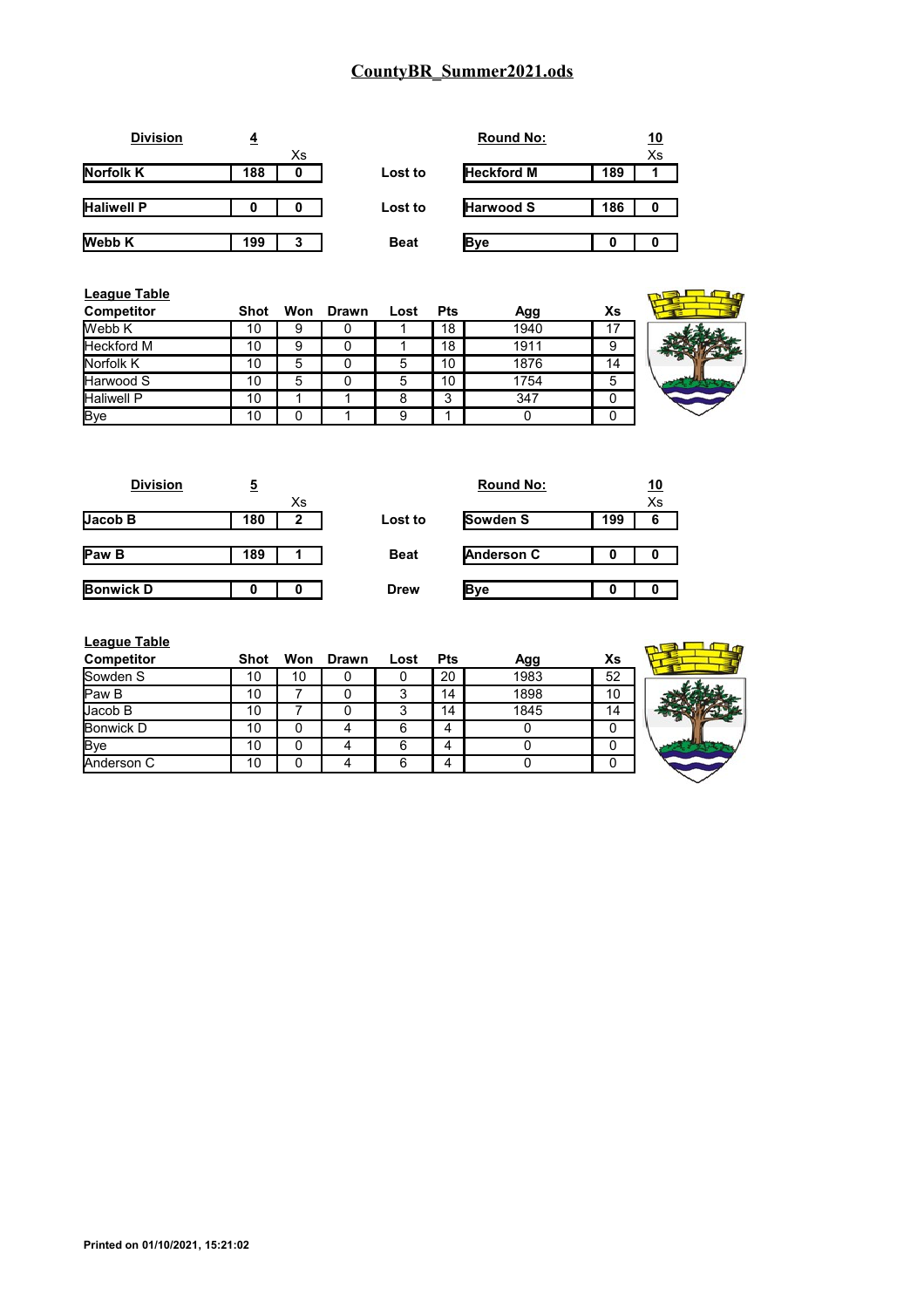# CountyBR_Summer2021.ods

| Division | 4 | | | Round No: | | 10 |
|---|---|---|---|---|---|---|
| | | Xs | | | | Xs |
| Norfolk K | 188 | 0 | Lost to | Heckford M | 189 | 1 |
| Haliwell P | 0 | 0 | Lost to | Harwood S | 186 | 0 |
| Webb K | 199 | 3 | Beat | Bye | 0 | 0 |

**League Table**

| Competitor | Shot | Won | Drawn | Lost | Pts | Agg | Xs |
|---|---|---|---|---|---|---|---|
| Webb K | 10 | 9 | 0 | 1 | 18 | 1940 | 17 |
| Heckford M | 10 | 9 | 0 | 1 | 18 | 1911 | 9 |
| Norfolk K | 10 | 5 | 0 | 5 | 10 | 1876 | 14 |
| Harwood S | 10 | 5 | 0 | 5 | 10 | 1754 | 5 |
| Haliwell P | 10 | 1 | 1 | 8 | 3 | 347 | 0 |
| Bye | 10 | 0 | 1 | 9 | 1 | 0 | 0 |

| Division | 5 | | | Round No: | | 10 |
|---|---|---|---|---|---|---|
| | | Xs | | | | Xs |
| Jacob B | 180 | 2 | Lost to | Sowden S | 199 | 6 |
| Paw B | 189 | 1 | Beat | Anderson C | 0 | 0 |
| Bonwick D | 0 | 0 | Drew | Bye | 0 | 0 |

**League Table**

| Competitor | Shot | Won | Drawn | Lost | Pts | Agg | Xs |
|---|---|---|---|---|---|---|---|
| Sowden S | 10 | 10 | 0 | 0 | 20 | 1983 | 52 |
| Paw B | 10 | 7 | 0 | 3 | 14 | 1898 | 10 |
| Jacob B | 10 | 7 | 0 | 3 | 14 | 1845 | 14 |
| Bonwick D | 10 | 0 | 4 | 6 | 4 | 0 | 0 |
| Bye | 10 | 0 | 4 | 6 | 4 | 0 | 0 |
| Anderson C | 10 | 0 | 4 | 6 | 4 | 0 | 0 |

**Printed on 01/10/2021, 15:21:02**